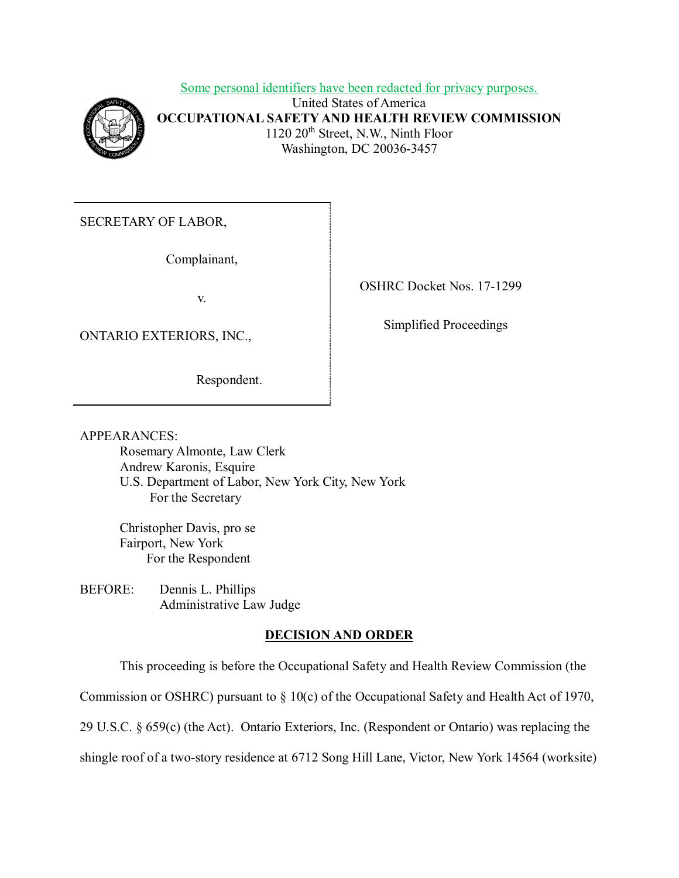Some personal identifiers have been redacted for privacy purposes.

United States of America
**OCCUPATIONAL SAFETY AND HEALTH REVIEW COMMISSION**
1120 20th Street, N.W., Ninth Floor
Washington, DC 20036-3457

| | |
|---|---|
| SECRETARY OF LABOR,<br><br>Complainant,<br><br>v.<br><br>ONTARIO EXTERIORS, INC.,<br><br>Respondent. | OSHRC Docket Nos. 17-1299<br><br>Simplified Proceedings |

APPEARANCES:

Rosemary Almonte, Law Clerk
Andrew Karonis, Esquire
U.S. Department of Labor, New York City, New York
For the Secretary

Christopher Davis, pro se
Fairport, New York
For the Respondent

BEFORE: Dennis L. Phillips
Administrative Law Judge

## DECISION AND ORDER

This proceeding is before the Occupational Safety and Health Review Commission (the Commission or OSHRC) pursuant to § 10(c) of the Occupational Safety and Health Act of 1970, 29 U.S.C. § 659(c) (the Act). Ontario Exteriors, Inc. (Respondent or Ontario) was replacing the shingle roof of a two-story residence at 6712 Song Hill Lane, Victor, New York 14564 (worksite)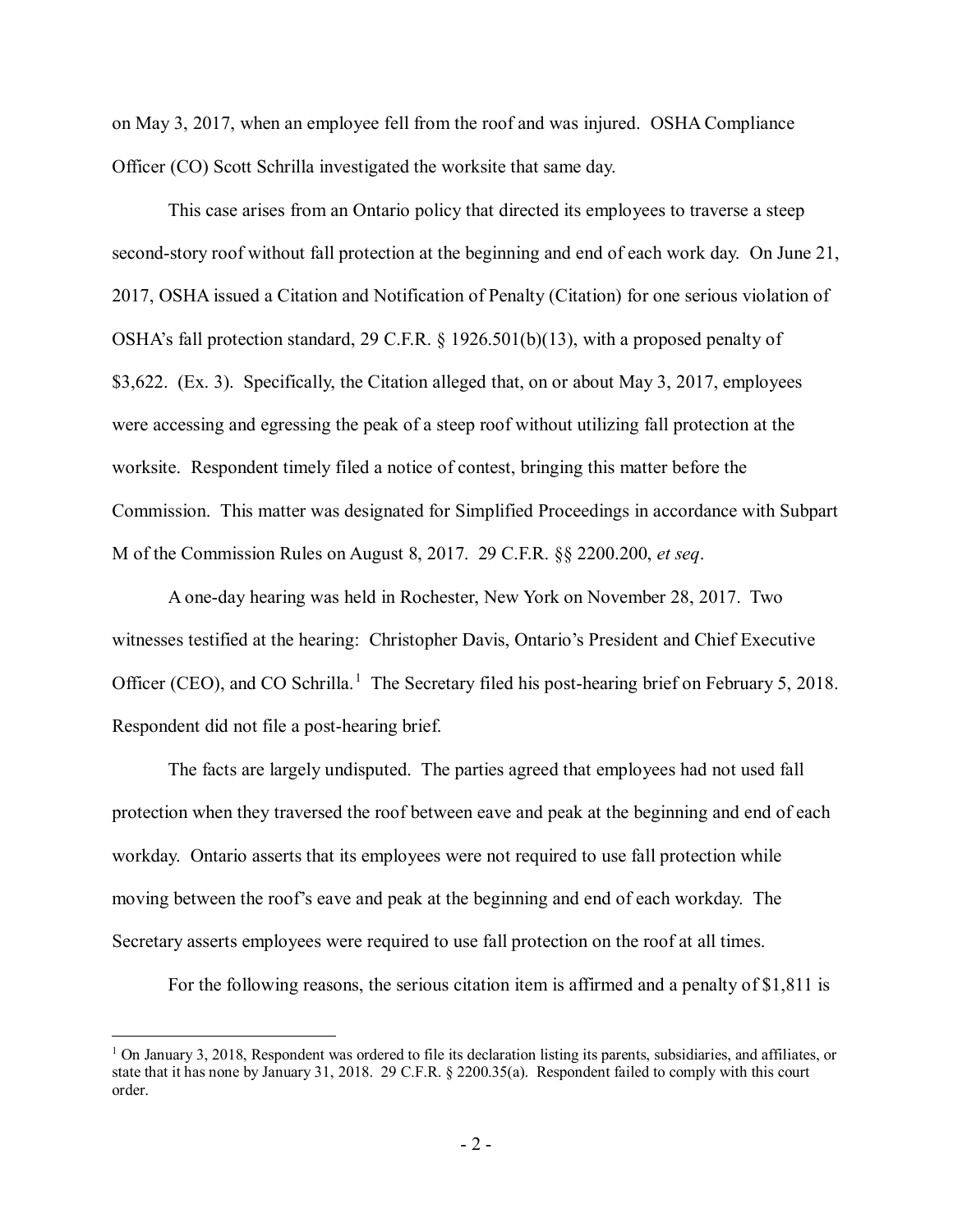on May 3, 2017, when an employee fell from the roof and was injured. OSHA Compliance Officer (CO) Scott Schrilla investigated the worksite that same day.

This case arises from an Ontario policy that directed its employees to traverse a steep second-story roof without fall protection at the beginning and end of each work day. On June 21, 2017, OSHA issued a Citation and Notification of Penalty (Citation) for one serious violation of OSHA's fall protection standard, 29 C.F.R. § 1926.501(b)(13), with a proposed penalty of $3,622. (Ex. 3). Specifically, the Citation alleged that, on or about May 3, 2017, employees were accessing and egressing the peak of a steep roof without utilizing fall protection at the worksite. Respondent timely filed a notice of contest, bringing this matter before the Commission. This matter was designated for Simplified Proceedings in accordance with Subpart M of the Commission Rules on August 8, 2017. 29 C.F.R. §§ 2200.200, *et seq*.

A one-day hearing was held in Rochester, New York on November 28, 2017. Two witnesses testified at the hearing: Christopher Davis, Ontario's President and Chief Executive Officer (CEO), and CO Schrilla.[1] The Secretary filed his post-hearing brief on February 5, 2018. Respondent did not file a post-hearing brief.

The facts are largely undisputed. The parties agreed that employees had not used fall protection when they traversed the roof between eave and peak at the beginning and end of each workday. Ontario asserts that its employees were not required to use fall protection while moving between the roof's eave and peak at the beginning and end of each workday. The Secretary asserts employees were required to use fall protection on the roof at all times.

For the following reasons, the serious citation item is affirmed and a penalty of $1,811 is

[1] On January 3, 2018, Respondent was ordered to file its declaration listing its parents, subsidiaries, and affiliates, or state that it has none by January 31, 2018. 29 C.F.R. § 2200.35(a). Respondent failed to comply with this court order.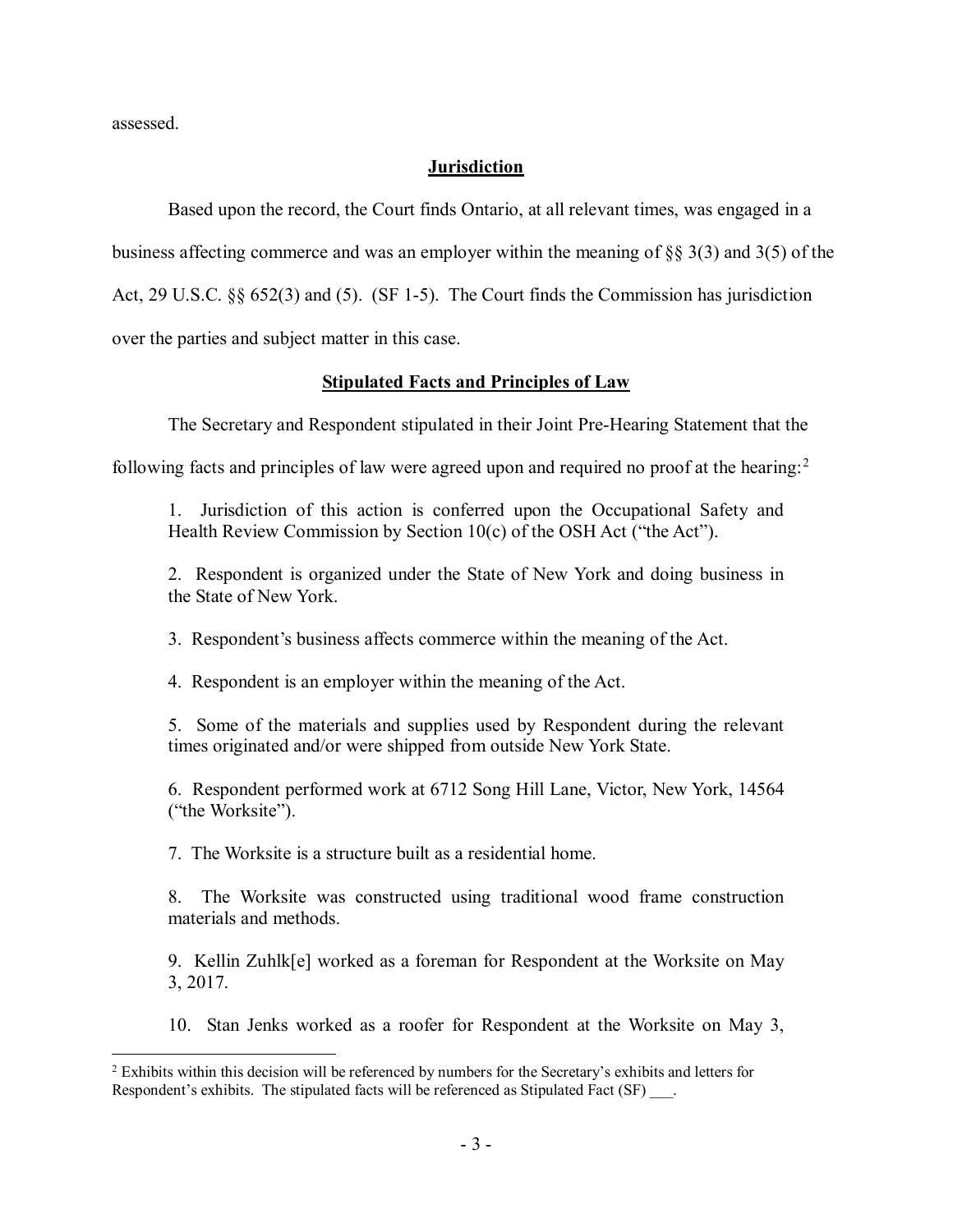assessed.

## Jurisdiction

Based upon the record, the Court finds Ontario, at all relevant times, was engaged in a business affecting commerce and was an employer within the meaning of §§ 3(3) and 3(5) of the Act, 29 U.S.C. §§ 652(3) and (5). (SF 1-5). The Court finds the Commission has jurisdiction over the parties and subject matter in this case.

## Stipulated Facts and Principles of Law

The Secretary and Respondent stipulated in their Joint Pre-Hearing Statement that the following facts and principles of law were agreed upon and required no proof at the hearing:[2]

> 1. Jurisdiction of this action is conferred upon the Occupational Safety and Health Review Commission by Section 10(c) of the OSH Act ("the Act").
>
> 2. Respondent is organized under the State of New York and doing business in the State of New York.
>
> 3. Respondent's business affects commerce within the meaning of the Act.
>
> 4. Respondent is an employer within the meaning of the Act.
>
> 5. Some of the materials and supplies used by Respondent during the relevant times originated and/or were shipped from outside New York State.
>
> 6. Respondent performed work at 6712 Song Hill Lane, Victor, New York, 14564 ("the Worksite").
>
> 7. The Worksite is a structure built as a residential home.
>
> 8. The Worksite was constructed using traditional wood frame construction materials and methods.
>
> 9. Kellin Zuhlk[e] worked as a foreman for Respondent at the Worksite on May 3, 2017.
>
> 10. Stan Jenks worked as a roofer for Respondent at the Worksite on May 3,

[2] Exhibits within this decision will be referenced by numbers for the Secretary's exhibits and letters for Respondent's exhibits. The stipulated facts will be referenced as Stipulated Fact (SF) ___.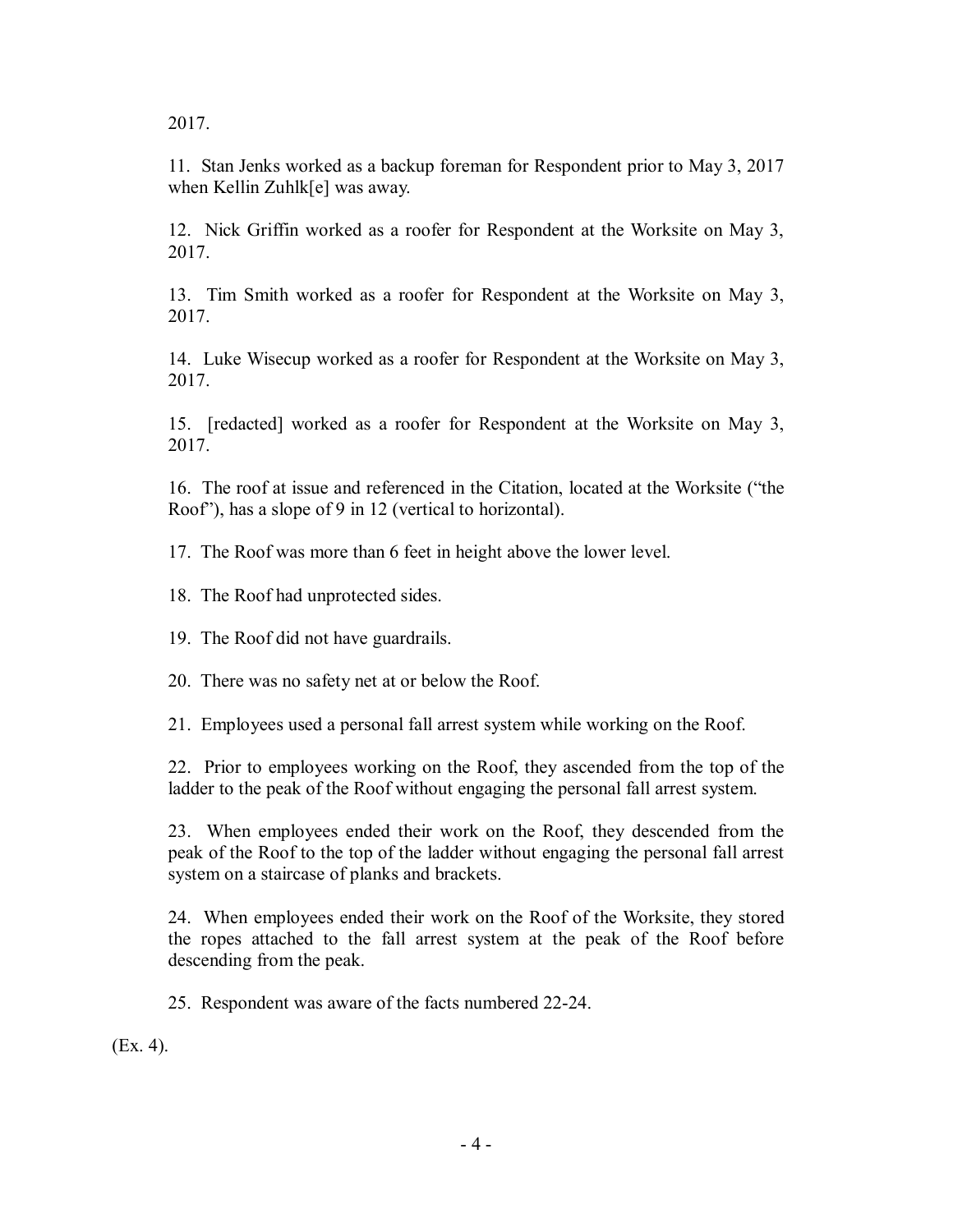2017.

11. Stan Jenks worked as a backup foreman for Respondent prior to May 3, 2017 when Kellin Zuhlk[e] was away.

12. Nick Griffin worked as a roofer for Respondent at the Worksite on May 3, 2017.

13. Tim Smith worked as a roofer for Respondent at the Worksite on May 3, 2017.

14. Luke Wisecup worked as a roofer for Respondent at the Worksite on May 3, 2017.

15. [redacted] worked as a roofer for Respondent at the Worksite on May 3, 2017.

16. The roof at issue and referenced in the Citation, located at the Worksite ("the Roof"), has a slope of 9 in 12 (vertical to horizontal).

17. The Roof was more than 6 feet in height above the lower level.

18. The Roof had unprotected sides.

19. The Roof did not have guardrails.

20. There was no safety net at or below the Roof.

21. Employees used a personal fall arrest system while working on the Roof.

22. Prior to employees working on the Roof, they ascended from the top of the ladder to the peak of the Roof without engaging the personal fall arrest system.

23. When employees ended their work on the Roof, they descended from the peak of the Roof to the top of the ladder without engaging the personal fall arrest system on a staircase of planks and brackets.

24. When employees ended their work on the Roof of the Worksite, they stored the ropes attached to the fall arrest system at the peak of the Roof before descending from the peak.

25. Respondent was aware of the facts numbered 22-24.

(Ex. 4).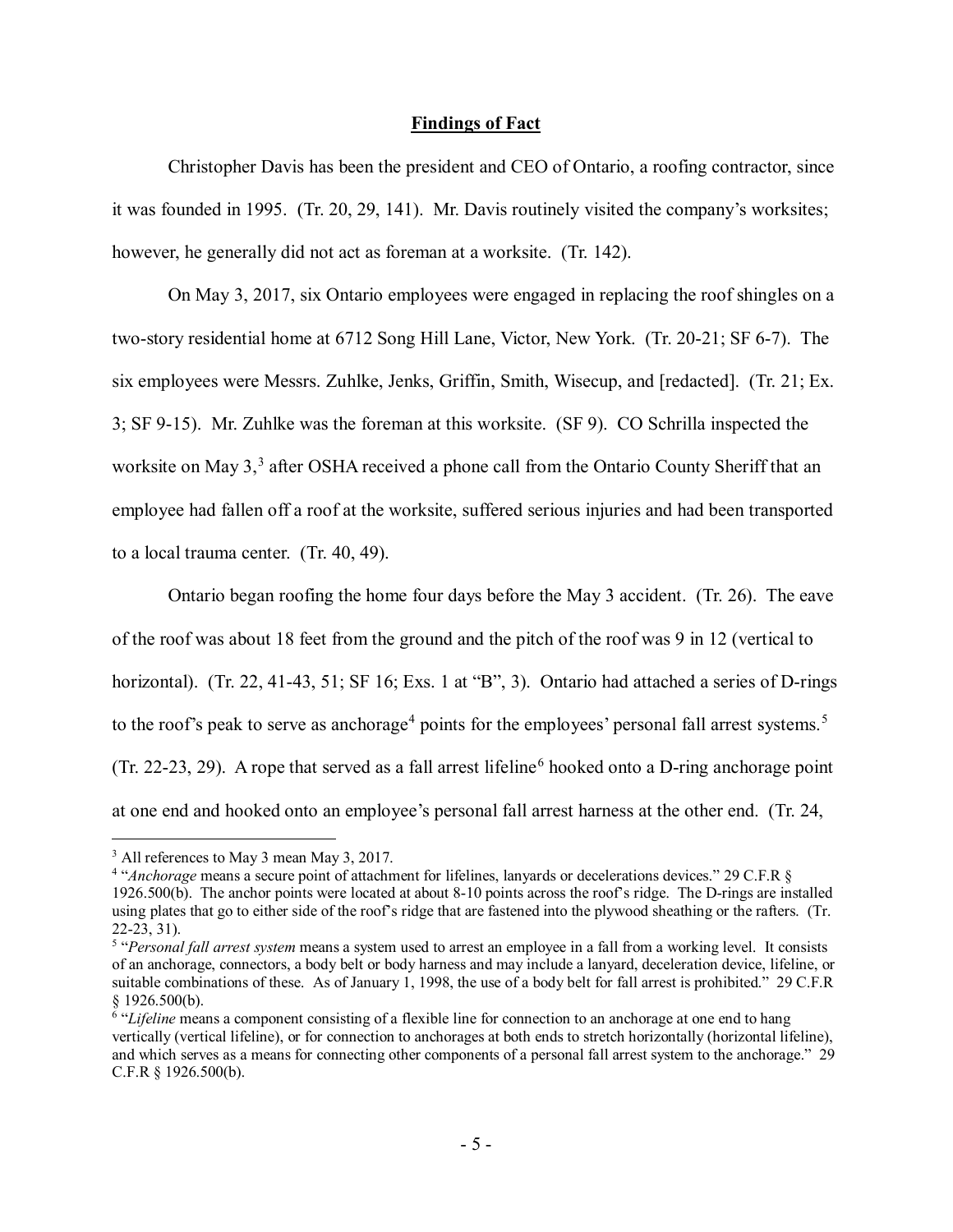## Findings of Fact

Christopher Davis has been the president and CEO of Ontario, a roofing contractor, since it was founded in 1995. (Tr. 20, 29, 141). Mr. Davis routinely visited the company's worksites; however, he generally did not act as foreman at a worksite. (Tr. 142).

On May 3, 2017, six Ontario employees were engaged in replacing the roof shingles on a two-story residential home at 6712 Song Hill Lane, Victor, New York. (Tr. 20-21; SF 6-7). The six employees were Messrs. Zuhlke, Jenks, Griffin, Smith, Wisecup, and [redacted]. (Tr. 21; Ex. 3; SF 9-15). Mr. Zuhlke was the foreman at this worksite. (SF 9). CO Schrilla inspected the worksite on May 3,[3] after OSHA received a phone call from the Ontario County Sheriff that an employee had fallen off a roof at the worksite, suffered serious injuries and had been transported to a local trauma center. (Tr. 40, 49).

Ontario began roofing the home four days before the May 3 accident. (Tr. 26). The eave of the roof was about 18 feet from the ground and the pitch of the roof was 9 in 12 (vertical to horizontal). (Tr. 22, 41-43, 51; SF 16; Exs. 1 at "B", 3). Ontario had attached a series of D-rings to the roof's peak to serve as anchorage[4] points for the employees' personal fall arrest systems.[5] (Tr. 22-23, 29). A rope that served as a fall arrest lifeline[6] hooked onto a D-ring anchorage point at one end and hooked onto an employee's personal fall arrest harness at the other end. (Tr. 24,

---

[3] All references to May 3 mean May 3, 2017.

[4] "*Anchorage* means a secure point of attachment for lifelines, lanyards or decelerations devices." 29 C.F.R § 1926.500(b). The anchor points were located at about 8-10 points across the roof's ridge. The D-rings are installed using plates that go to either side of the roof's ridge that are fastened into the plywood sheathing or the rafters. (Tr. 22-23, 31).

[5] "*Personal fall arrest system* means a system used to arrest an employee in a fall from a working level. It consists of an anchorage, connectors, a body belt or body harness and may include a lanyard, deceleration device, lifeline, or suitable combinations of these. As of January 1, 1998, the use of a body belt for fall arrest is prohibited." 29 C.F.R § 1926.500(b).

[6] "*Lifeline* means a component consisting of a flexible line for connection to an anchorage at one end to hang vertically (vertical lifeline), or for connection to anchorages at both ends to stretch horizontally (horizontal lifeline), and which serves as a means for connecting other components of a personal fall arrest system to the anchorage." 29 C.F.R § 1926.500(b).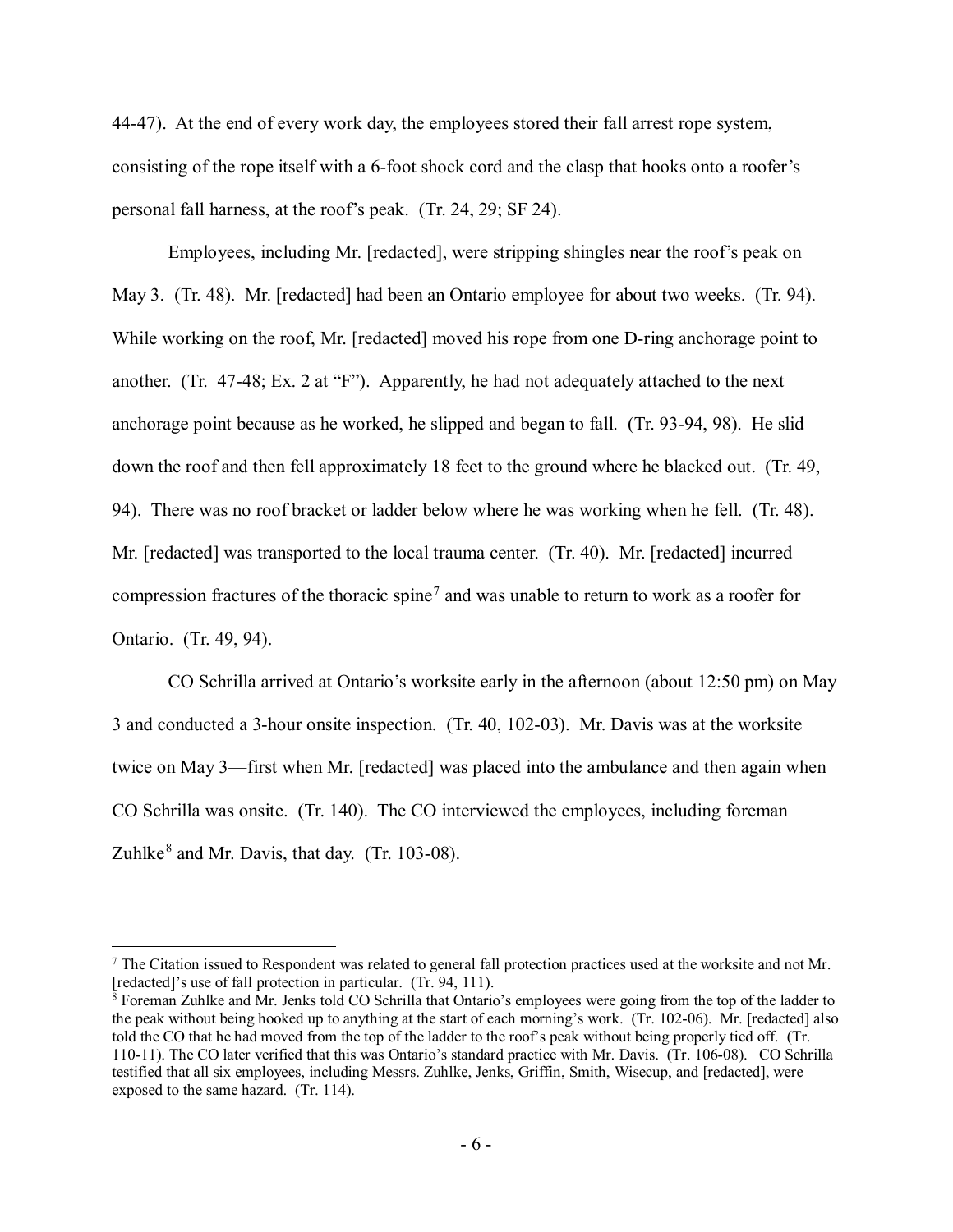44-47). At the end of every work day, the employees stored their fall arrest rope system, consisting of the rope itself with a 6-foot shock cord and the clasp that hooks onto a roofer's personal fall harness, at the roof's peak. (Tr. 24, 29; SF 24).

Employees, including Mr. [redacted], were stripping shingles near the roof's peak on May 3. (Tr. 48). Mr. [redacted] had been an Ontario employee for about two weeks. (Tr. 94). While working on the roof, Mr. [redacted] moved his rope from one D-ring anchorage point to another. (Tr. 47-48; Ex. 2 at "F"). Apparently, he had not adequately attached to the next anchorage point because as he worked, he slipped and began to fall. (Tr. 93-94, 98). He slid down the roof and then fell approximately 18 feet to the ground where he blacked out. (Tr. 49, 94). There was no roof bracket or ladder below where he was working when he fell. (Tr. 48). Mr. [redacted] was transported to the local trauma center. (Tr. 40). Mr. [redacted] incurred compression fractures of the thoracic spine[7] and was unable to return to work as a roofer for Ontario. (Tr. 49, 94).

CO Schrilla arrived at Ontario's worksite early in the afternoon (about 12:50 pm) on May 3 and conducted a 3-hour onsite inspection. (Tr. 40, 102-03). Mr. Davis was at the worksite twice on May 3—first when Mr. [redacted] was placed into the ambulance and then again when CO Schrilla was onsite. (Tr. 140). The CO interviewed the employees, including foreman Zuhlke[8] and Mr. Davis, that day. (Tr. 103-08).

---

[7] The Citation issued to Respondent was related to general fall protection practices used at the worksite and not Mr. [redacted]'s use of fall protection in particular. (Tr. 94, 111).

[8] Foreman Zuhlke and Mr. Jenks told CO Schrilla that Ontario's employees were going from the top of the ladder to the peak without being hooked up to anything at the start of each morning's work. (Tr. 102-06). Mr. [redacted] also told the CO that he had moved from the top of the ladder to the roof's peak without being properly tied off. (Tr. 110-11). The CO later verified that this was Ontario's standard practice with Mr. Davis. (Tr. 106-08). CO Schrilla testified that all six employees, including Messrs. Zuhlke, Jenks, Griffin, Smith, Wisecup, and [redacted], were exposed to the same hazard. (Tr. 114).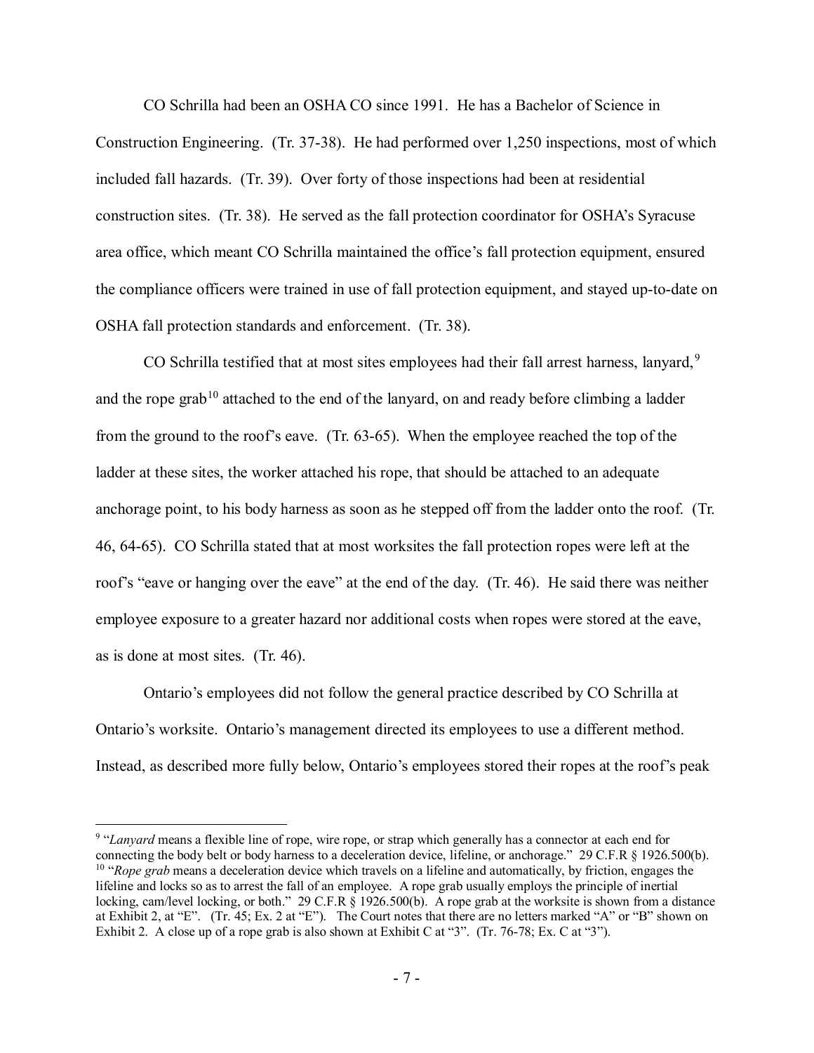CO Schrilla had been an OSHA CO since 1991. He has a Bachelor of Science in Construction Engineering. (Tr. 37-38). He had performed over 1,250 inspections, most of which included fall hazards. (Tr. 39). Over forty of those inspections had been at residential construction sites. (Tr. 38). He served as the fall protection coordinator for OSHA's Syracuse area office, which meant CO Schrilla maintained the office's fall protection equipment, ensured the compliance officers were trained in use of fall protection equipment, and stayed up-to-date on OSHA fall protection standards and enforcement. (Tr. 38).

CO Schrilla testified that at most sites employees had their fall arrest harness, lanyard,[9] and the rope grab[10] attached to the end of the lanyard, on and ready before climbing a ladder from the ground to the roof's eave. (Tr. 63-65). When the employee reached the top of the ladder at these sites, the worker attached his rope, that should be attached to an adequate anchorage point, to his body harness as soon as he stepped off from the ladder onto the roof. (Tr. 46, 64-65). CO Schrilla stated that at most worksites the fall protection ropes were left at the roof's "eave or hanging over the eave" at the end of the day. (Tr. 46). He said there was neither employee exposure to a greater hazard nor additional costs when ropes were stored at the eave, as is done at most sites. (Tr. 46).

Ontario's employees did not follow the general practice described by CO Schrilla at Ontario's worksite. Ontario's management directed its employees to use a different method. Instead, as described more fully below, Ontario's employees stored their ropes at the roof's peak

---

[9] "*Lanyard* means a flexible line of rope, wire rope, or strap which generally has a connector at each end for connecting the body belt or body harness to a deceleration device, lifeline, or anchorage." 29 C.F.R § 1926.500(b).

[10] "*Rope grab* means a deceleration device which travels on a lifeline and automatically, by friction, engages the lifeline and locks so as to arrest the fall of an employee. A rope grab usually employs the principle of inertial locking, cam/level locking, or both." 29 C.F.R § 1926.500(b). A rope grab at the worksite is shown from a distance at Exhibit 2, at "E". (Tr. 45; Ex. 2 at "E"). The Court notes that there are no letters marked "A" or "B" shown on Exhibit 2. A close up of a rope grab is also shown at Exhibit C at "3". (Tr. 76-78; Ex. C at "3").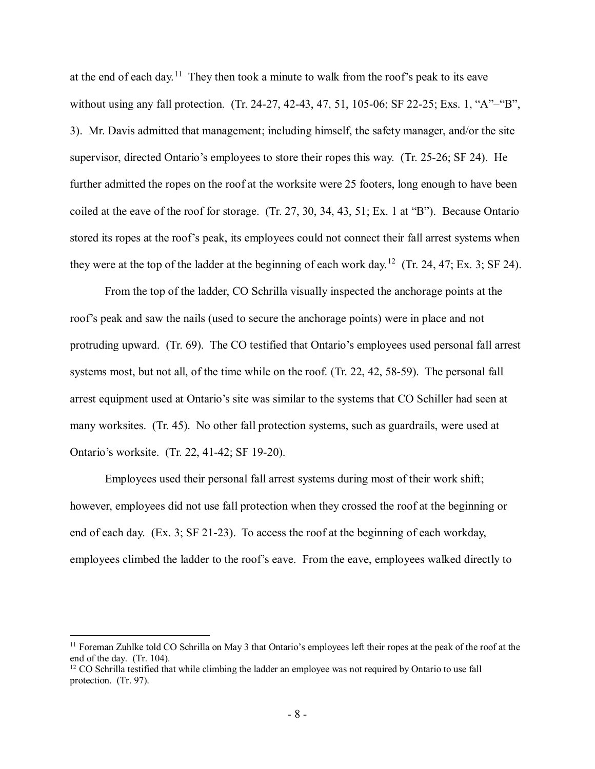at the end of each day.[11] They then took a minute to walk from the roof's peak to its eave without using any fall protection. (Tr. 24-27, 42-43, 47, 51, 105-06; SF 22-25; Exs. 1, "A"–"B", 3). Mr. Davis admitted that management; including himself, the safety manager, and/or the site supervisor, directed Ontario's employees to store their ropes this way. (Tr. 25-26; SF 24). He further admitted the ropes on the roof at the worksite were 25 footers, long enough to have been coiled at the eave of the roof for storage. (Tr. 27, 30, 34, 43, 51; Ex. 1 at "B"). Because Ontario stored its ropes at the roof's peak, its employees could not connect their fall arrest systems when they were at the top of the ladder at the beginning of each work day.[12] (Tr. 24, 47; Ex. 3; SF 24).

From the top of the ladder, CO Schrilla visually inspected the anchorage points at the roof's peak and saw the nails (used to secure the anchorage points) were in place and not protruding upward. (Tr. 69). The CO testified that Ontario's employees used personal fall arrest systems most, but not all, of the time while on the roof. (Tr. 22, 42, 58-59). The personal fall arrest equipment used at Ontario's site was similar to the systems that CO Schiller had seen at many worksites. (Tr. 45). No other fall protection systems, such as guardrails, were used at Ontario's worksite. (Tr. 22, 41-42; SF 19-20).

Employees used their personal fall arrest systems during most of their work shift; however, employees did not use fall protection when they crossed the roof at the beginning or end of each day. (Ex. 3; SF 21-23). To access the roof at the beginning of each workday, employees climbed the ladder to the roof's eave. From the eave, employees walked directly to

---

[11] Foreman Zuhlke told CO Schrilla on May 3 that Ontario's employees left their ropes at the peak of the roof at the end of the day. (Tr. 104).

[12] CO Schrilla testified that while climbing the ladder an employee was not required by Ontario to use fall protection. (Tr. 97).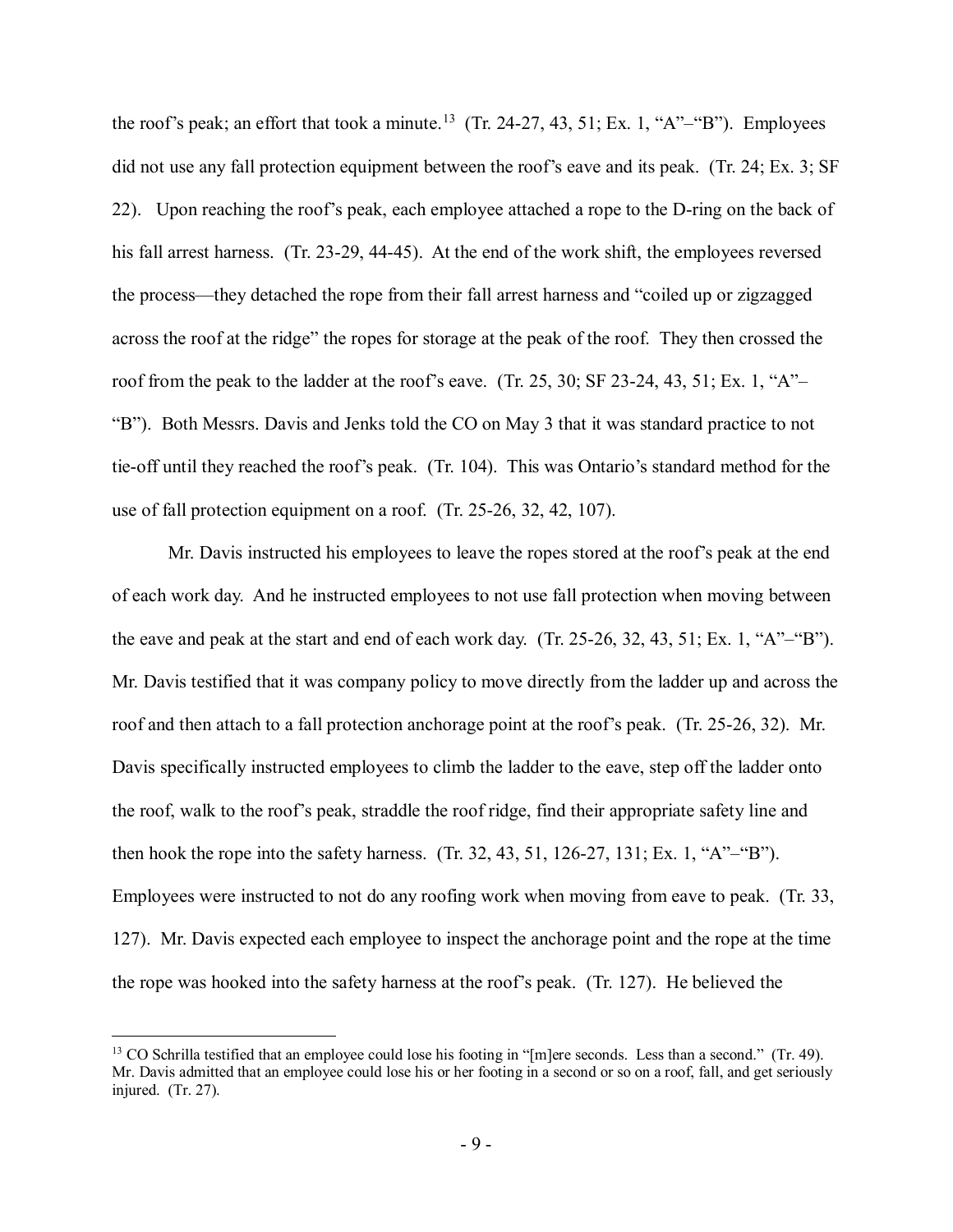the roof's peak; an effort that took a minute.[13] (Tr. 24-27, 43, 51; Ex. 1, "A"–"B"). Employees did not use any fall protection equipment between the roof's eave and its peak. (Tr. 24; Ex. 3; SF 22). Upon reaching the roof's peak, each employee attached a rope to the D-ring on the back of his fall arrest harness. (Tr. 23-29, 44-45). At the end of the work shift, the employees reversed the process—they detached the rope from their fall arrest harness and "coiled up or zigzagged across the roof at the ridge" the ropes for storage at the peak of the roof. They then crossed the roof from the peak to the ladder at the roof's eave. (Tr. 25, 30; SF 23-24, 43, 51; Ex. 1, "A"–"B"). Both Messrs. Davis and Jenks told the CO on May 3 that it was standard practice to not tie-off until they reached the roof's peak. (Tr. 104). This was Ontario's standard method for the use of fall protection equipment on a roof. (Tr. 25-26, 32, 42, 107).

Mr. Davis instructed his employees to leave the ropes stored at the roof's peak at the end of each work day. And he instructed employees to not use fall protection when moving between the eave and peak at the start and end of each work day. (Tr. 25-26, 32, 43, 51; Ex. 1, "A"–"B"). Mr. Davis testified that it was company policy to move directly from the ladder up and across the roof and then attach to a fall protection anchorage point at the roof's peak. (Tr. 25-26, 32). Mr. Davis specifically instructed employees to climb the ladder to the eave, step off the ladder onto the roof, walk to the roof's peak, straddle the roof ridge, find their appropriate safety line and then hook the rope into the safety harness. (Tr. 32, 43, 51, 126-27, 131; Ex. 1, "A"–"B"). Employees were instructed to not do any roofing work when moving from eave to peak. (Tr. 33, 127). Mr. Davis expected each employee to inspect the anchorage point and the rope at the time the rope was hooked into the safety harness at the roof's peak. (Tr. 127). He believed the

[13] CO Schrilla testified that an employee could lose his footing in "[m]ere seconds. Less than a second." (Tr. 49). Mr. Davis admitted that an employee could lose his or her footing in a second or so on a roof, fall, and get seriously injured. (Tr. 27).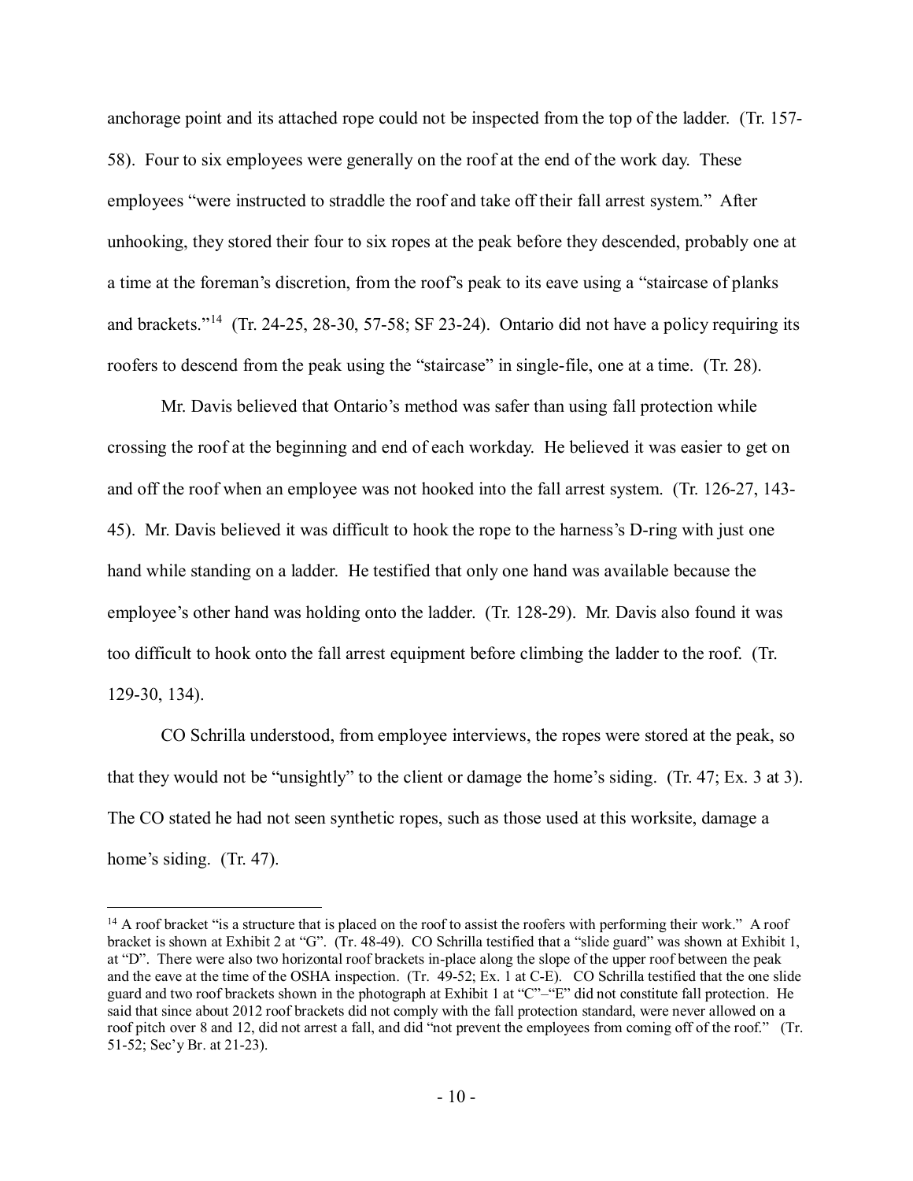anchorage point and its attached rope could not be inspected from the top of the ladder. (Tr. 157-58). Four to six employees were generally on the roof at the end of the work day. These employees "were instructed to straddle the roof and take off their fall arrest system." After unhooking, they stored their four to six ropes at the peak before they descended, probably one at a time at the foreman's discretion, from the roof's peak to its eave using a "staircase of planks and brackets."[14] (Tr. 24-25, 28-30, 57-58; SF 23-24). Ontario did not have a policy requiring its roofers to descend from the peak using the "staircase" in single-file, one at a time. (Tr. 28).

Mr. Davis believed that Ontario's method was safer than using fall protection while crossing the roof at the beginning and end of each workday. He believed it was easier to get on and off the roof when an employee was not hooked into the fall arrest system. (Tr. 126-27, 143-45). Mr. Davis believed it was difficult to hook the rope to the harness's D-ring with just one hand while standing on a ladder. He testified that only one hand was available because the employee's other hand was holding onto the ladder. (Tr. 128-29). Mr. Davis also found it was too difficult to hook onto the fall arrest equipment before climbing the ladder to the roof. (Tr. 129-30, 134).

CO Schrilla understood, from employee interviews, the ropes were stored at the peak, so that they would not be "unsightly" to the client or damage the home's siding. (Tr. 47; Ex. 3 at 3). The CO stated he had not seen synthetic ropes, such as those used at this worksite, damage a home's siding. (Tr. 47).

---

[14] A roof bracket "is a structure that is placed on the roof to assist the roofers with performing their work." A roof bracket is shown at Exhibit 2 at "G". (Tr. 48-49). CO Schrilla testified that a "slide guard" was shown at Exhibit 1, at "D". There were also two horizontal roof brackets in-place along the slope of the upper roof between the peak and the eave at the time of the OSHA inspection. (Tr. 49-52; Ex. 1 at C-E). CO Schrilla testified that the one slide guard and two roof brackets shown in the photograph at Exhibit 1 at "C"–"E" did not constitute fall protection. He said that since about 2012 roof brackets did not comply with the fall protection standard, were never allowed on a roof pitch over 8 and 12, did not arrest a fall, and did "not prevent the employees from coming off of the roof." (Tr. 51-52; Sec'y Br. at 21-23).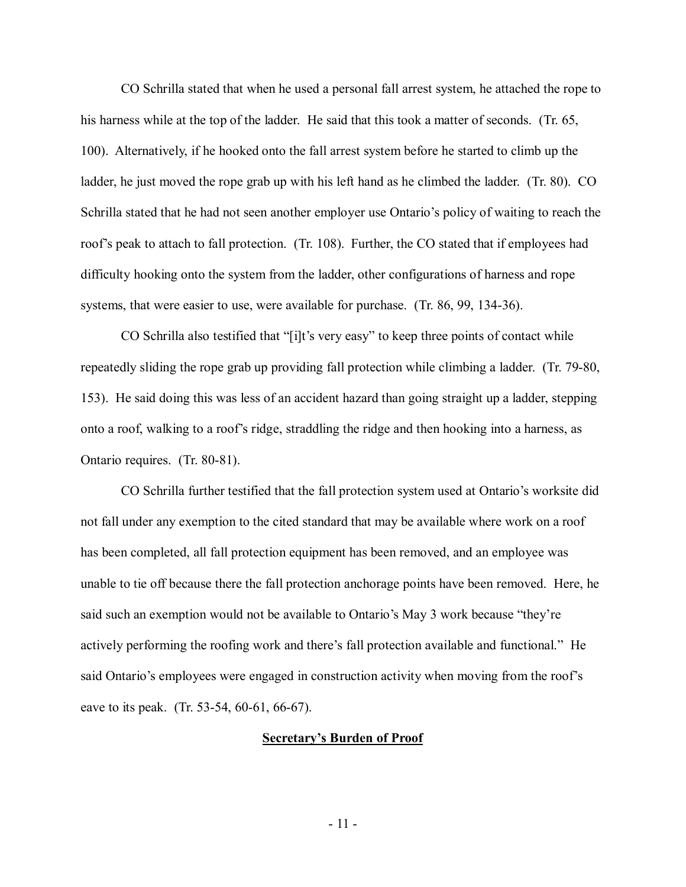CO Schrilla stated that when he used a personal fall arrest system, he attached the rope to his harness while at the top of the ladder. He said that this took a matter of seconds. (Tr. 65, 100). Alternatively, if he hooked onto the fall arrest system before he started to climb up the ladder, he just moved the rope grab up with his left hand as he climbed the ladder. (Tr. 80). CO Schrilla stated that he had not seen another employer use Ontario's policy of waiting to reach the roof's peak to attach to fall protection. (Tr. 108). Further, the CO stated that if employees had difficulty hooking onto the system from the ladder, other configurations of harness and rope systems, that were easier to use, were available for purchase. (Tr. 86, 99, 134-36).

CO Schrilla also testified that "[i]t's very easy" to keep three points of contact while repeatedly sliding the rope grab up providing fall protection while climbing a ladder. (Tr. 79-80, 153). He said doing this was less of an accident hazard than going straight up a ladder, stepping onto a roof, walking to a roof's ridge, straddling the ridge and then hooking into a harness, as Ontario requires. (Tr. 80-81).

CO Schrilla further testified that the fall protection system used at Ontario's worksite did not fall under any exemption to the cited standard that may be available where work on a roof has been completed, all fall protection equipment has been removed, and an employee was unable to tie off because there the fall protection anchorage points have been removed. Here, he said such an exemption would not be available to Ontario's May 3 work because "they're actively performing the roofing work and there's fall protection available and functional." He said Ontario's employees were engaged in construction activity when moving from the roof's eave to its peak. (Tr. 53-54, 60-61, 66-67).

## **Secretary's Burden of Proof**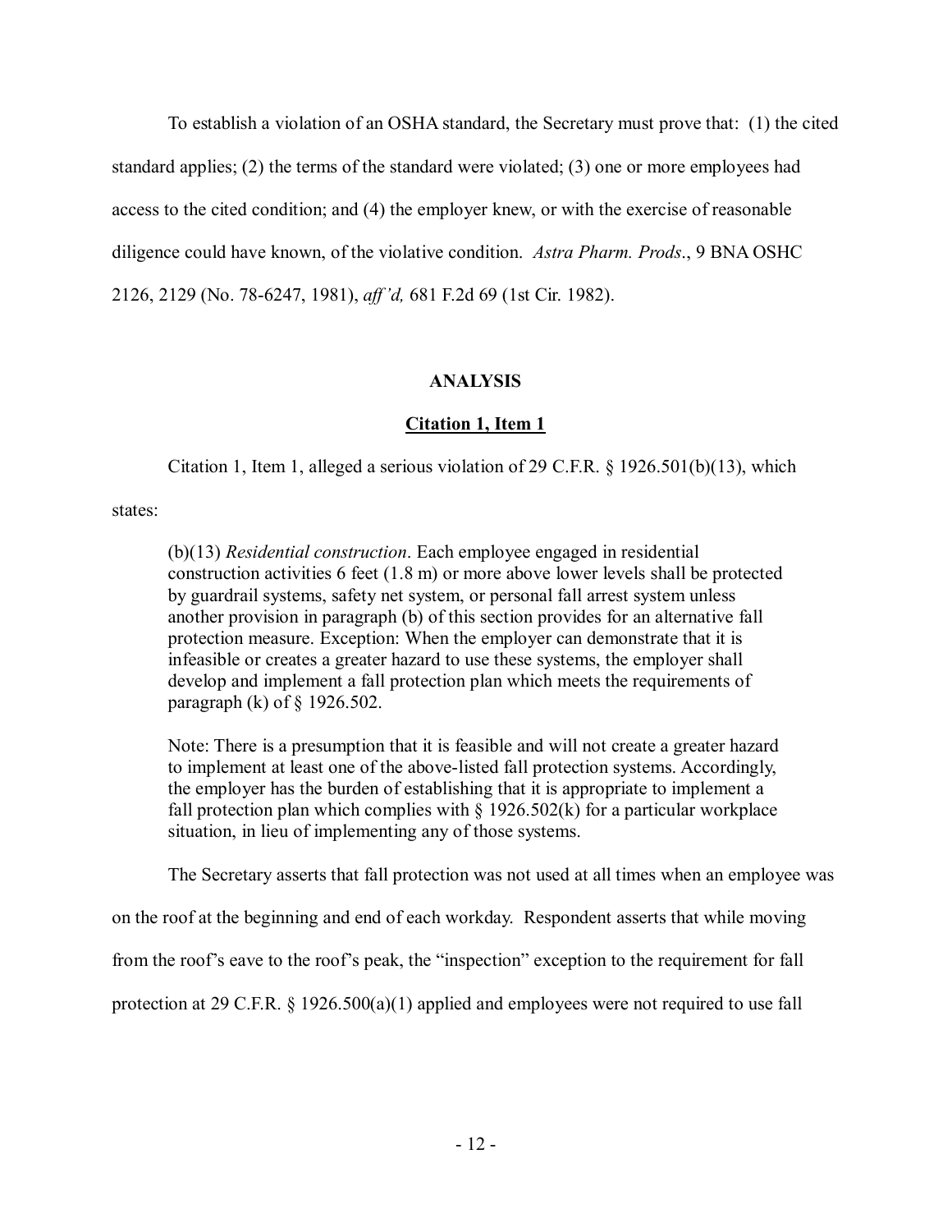To establish a violation of an OSHA standard, the Secretary must prove that: (1) the cited standard applies; (2) the terms of the standard were violated; (3) one or more employees had access to the cited condition; and (4) the employer knew, or with the exercise of reasonable diligence could have known, of the violative condition. *Astra Pharm. Prods*., 9 BNA OSHC 2126, 2129 (No. 78-6247, 1981), *aff'd,* 681 F.2d 69 (1st Cir. 1982).

## ANALYSIS

### Citation 1, Item 1

Citation 1, Item 1, alleged a serious violation of 29 C.F.R. § 1926.501(b)(13), which states:

> (b)(13) *Residential construction*. Each employee engaged in residential construction activities 6 feet (1.8 m) or more above lower levels shall be protected by guardrail systems, safety net system, or personal fall arrest system unless another provision in paragraph (b) of this section provides for an alternative fall protection measure. Exception: When the employer can demonstrate that it is infeasible or creates a greater hazard to use these systems, the employer shall develop and implement a fall protection plan which meets the requirements of paragraph (k) of § 1926.502.
>
> Note: There is a presumption that it is feasible and will not create a greater hazard to implement at least one of the above-listed fall protection systems. Accordingly, the employer has the burden of establishing that it is appropriate to implement a fall protection plan which complies with § 1926.502(k) for a particular workplace situation, in lieu of implementing any of those systems.

The Secretary asserts that fall protection was not used at all times when an employee was on the roof at the beginning and end of each workday. Respondent asserts that while moving from the roof's eave to the roof's peak, the "inspection" exception to the requirement for fall protection at 29 C.F.R. § 1926.500(a)(1) applied and employees were not required to use fall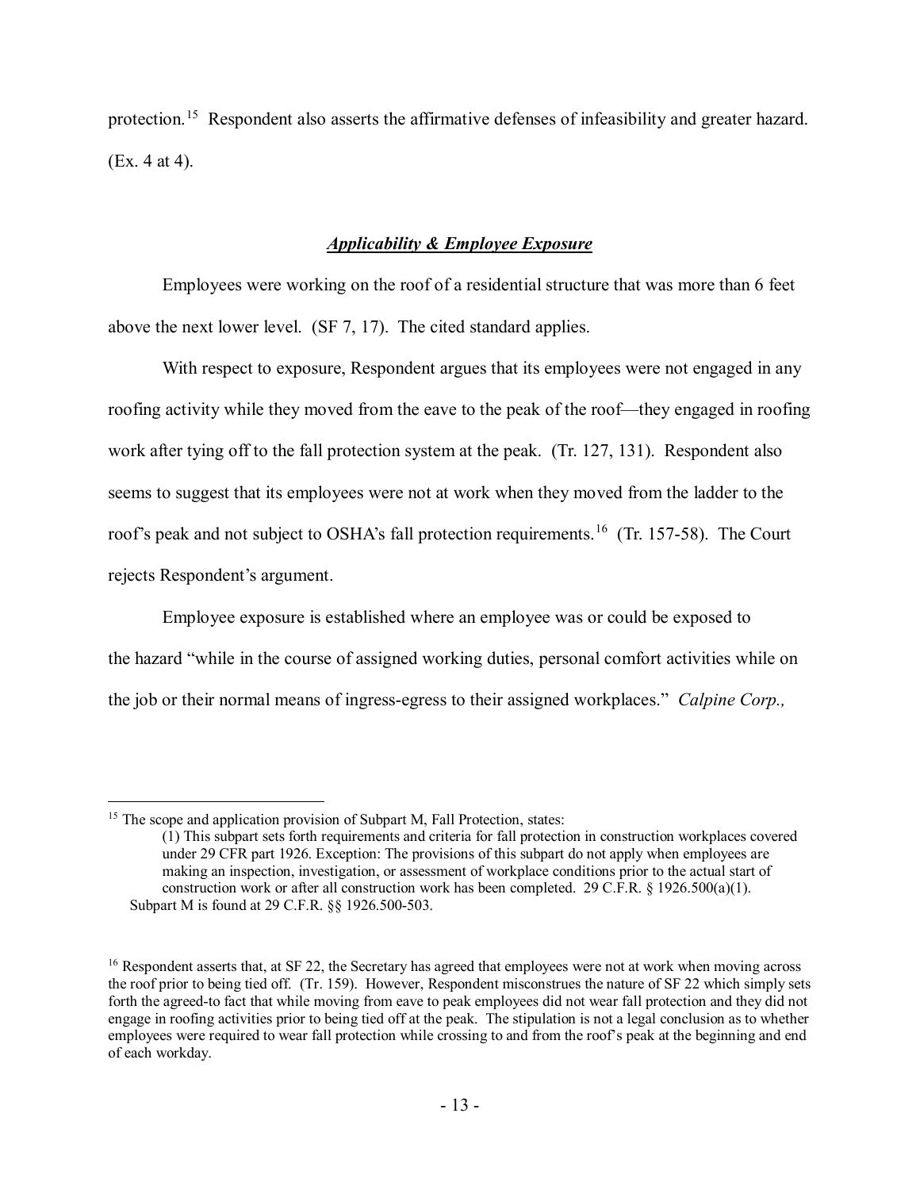protection.[15] Respondent also asserts the affirmative defenses of infeasibility and greater hazard. (Ex. 4 at 4).

### ***Applicability & Employee Exposure***

Employees were working on the roof of a residential structure that was more than 6 feet above the next lower level. (SF 7, 17). The cited standard applies.

With respect to exposure, Respondent argues that its employees were not engaged in any roofing activity while they moved from the eave to the peak of the roof—they engaged in roofing work after tying off to the fall protection system at the peak. (Tr. 127, 131). Respondent also seems to suggest that its employees were not at work when they moved from the ladder to the roof's peak and not subject to OSHA's fall protection requirements.[16] (Tr. 157-58). The Court rejects Respondent's argument.

Employee exposure is established where an employee was or could be exposed to the hazard "while in the course of assigned working duties, personal comfort activities while on the job or their normal means of ingress-egress to their assigned workplaces." *Calpine Corp.,*

---

[15] The scope and application provision of Subpart M, Fall Protection, states:

> (1) This subpart sets forth requirements and criteria for fall protection in construction workplaces covered under 29 CFR part 1926. Exception: The provisions of this subpart do not apply when employees are making an inspection, investigation, or assessment of workplace conditions prior to the actual start of construction work or after all construction work has been completed. 29 C.F.R. § 1926.500(a)(1).

Subpart M is found at 29 C.F.R. §§ 1926.500-503.

[16] Respondent asserts that, at SF 22, the Secretary has agreed that employees were not at work when moving across the roof prior to being tied off. (Tr. 159). However, Respondent misconstrues the nature of SF 22 which simply sets forth the agreed-to fact that while moving from eave to peak employees did not wear fall protection and they did not engage in roofing activities prior to being tied off at the peak. The stipulation is not a legal conclusion as to whether employees were required to wear fall protection while crossing to and from the roof's peak at the beginning and end of each workday.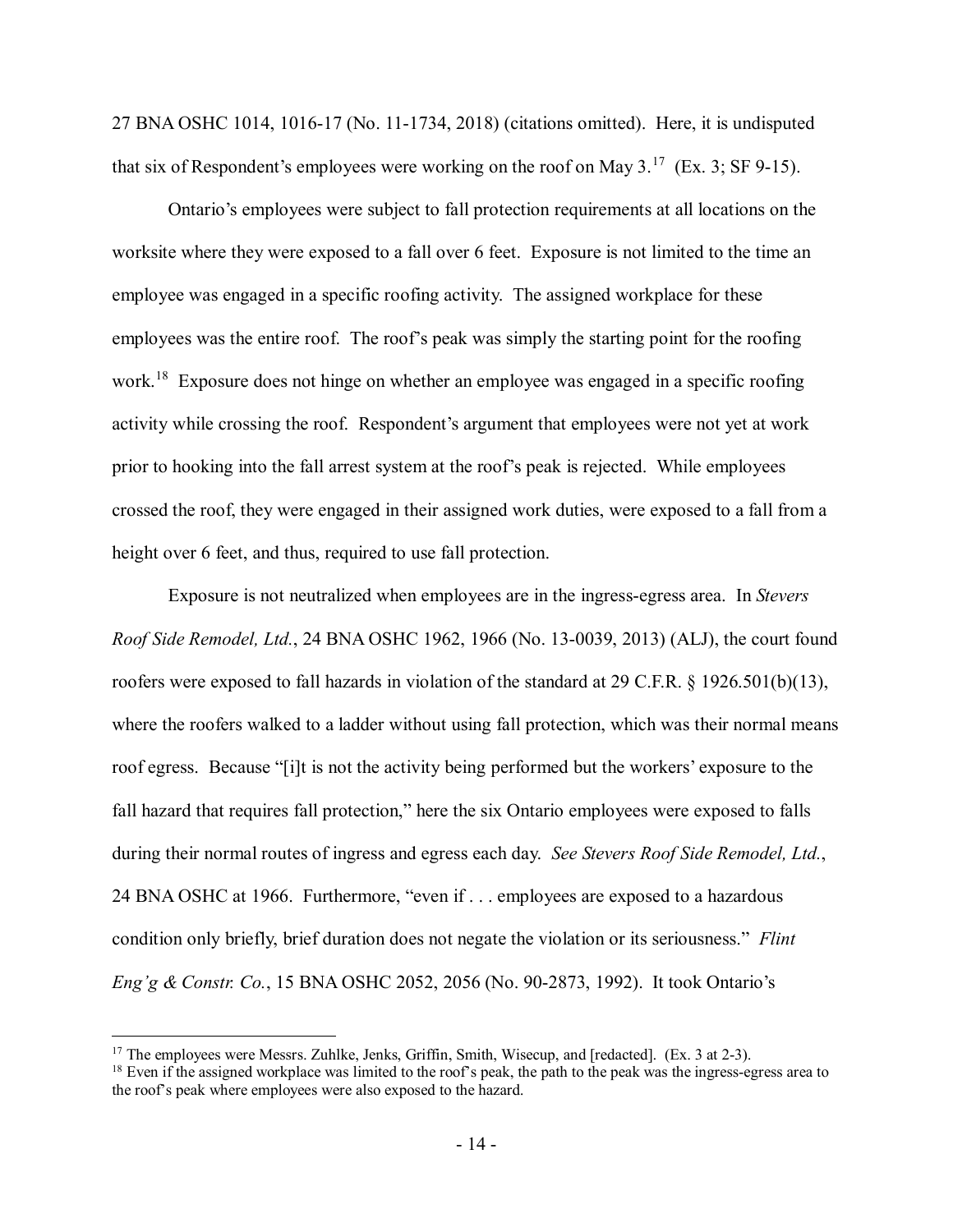27 BNA OSHC 1014, 1016-17 (No. 11-1734, 2018) (citations omitted). Here, it is undisputed that six of Respondent's employees were working on the roof on May 3.[17] (Ex. 3; SF 9-15).

Ontario's employees were subject to fall protection requirements at all locations on the worksite where they were exposed to a fall over 6 feet. Exposure is not limited to the time an employee was engaged in a specific roofing activity. The assigned workplace for these employees was the entire roof. The roof's peak was simply the starting point for the roofing work.[18] Exposure does not hinge on whether an employee was engaged in a specific roofing activity while crossing the roof. Respondent's argument that employees were not yet at work prior to hooking into the fall arrest system at the roof's peak is rejected. While employees crossed the roof, they were engaged in their assigned work duties, were exposed to a fall from a height over 6 feet, and thus, required to use fall protection.

Exposure is not neutralized when employees are in the ingress-egress area. In *Stevers Roof Side Remodel, Ltd.*, 24 BNA OSHC 1962, 1966 (No. 13-0039, 2013) (ALJ), the court found roofers were exposed to fall hazards in violation of the standard at 29 C.F.R. § 1926.501(b)(13), where the roofers walked to a ladder without using fall protection, which was their normal means roof egress. Because "[i]t is not the activity being performed but the workers' exposure to the fall hazard that requires fall protection," here the six Ontario employees were exposed to falls during their normal routes of ingress and egress each day. *See Stevers Roof Side Remodel, Ltd.*, 24 BNA OSHC at 1966. Furthermore, "even if . . . employees are exposed to a hazardous condition only briefly, brief duration does not negate the violation or its seriousness." *Flint Eng'g & Constr. Co.*, 15 BNA OSHC 2052, 2056 (No. 90-2873, 1992). It took Ontario's

---

[17] The employees were Messrs. Zuhlke, Jenks, Griffin, Smith, Wisecup, and [redacted]. (Ex. 3 at 2-3).

[18] Even if the assigned workplace was limited to the roof's peak, the path to the peak was the ingress-egress area to the roof's peak where employees were also exposed to the hazard.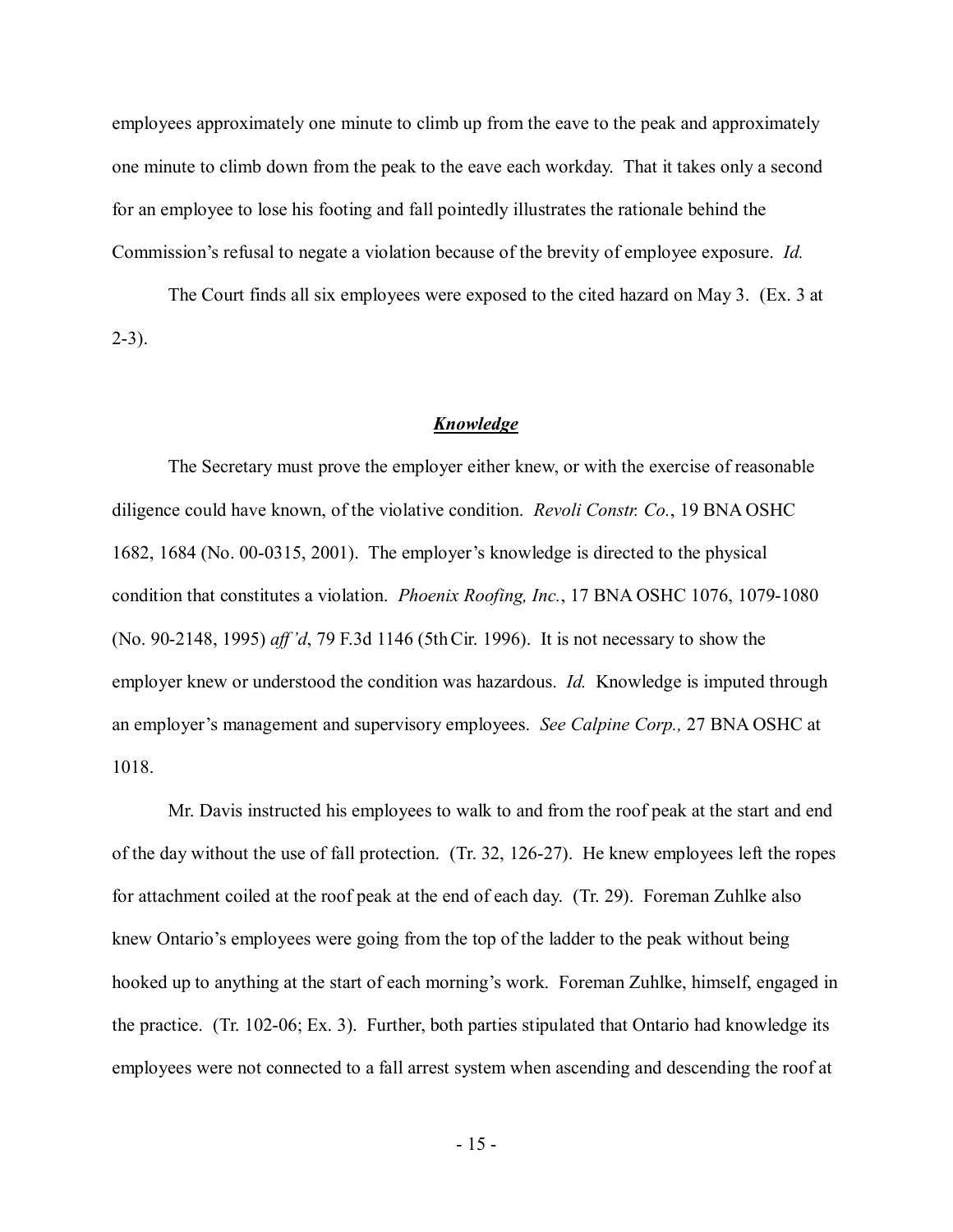employees approximately one minute to climb up from the eave to the peak and approximately one minute to climb down from the peak to the eave each workday. That it takes only a second for an employee to lose his footing and fall pointedly illustrates the rationale behind the Commission's refusal to negate a violation because of the brevity of employee exposure. *Id.*

The Court finds all six employees were exposed to the cited hazard on May 3. (Ex. 3 at 2-3).

### ***Knowledge***

The Secretary must prove the employer either knew, or with the exercise of reasonable diligence could have known, of the violative condition. *Revoli Constr. Co.*, 19 BNA OSHC 1682, 1684 (No. 00-0315, 2001). The employer's knowledge is directed to the physical condition that constitutes a violation. *Phoenix Roofing, Inc.*, 17 BNA OSHC 1076, 1079-1080 (No. 90-2148, 1995) *aff'd*, 79 F.3d 1146 (5th Cir. 1996). It is not necessary to show the employer knew or understood the condition was hazardous. *Id.* Knowledge is imputed through an employer's management and supervisory employees. *See Calpine Corp.,* 27 BNA OSHC at 1018.

Mr. Davis instructed his employees to walk to and from the roof peak at the start and end of the day without the use of fall protection. (Tr. 32, 126-27). He knew employees left the ropes for attachment coiled at the roof peak at the end of each day. (Tr. 29). Foreman Zuhlke also knew Ontario's employees were going from the top of the ladder to the peak without being hooked up to anything at the start of each morning's work. Foreman Zuhlke, himself, engaged in the practice. (Tr. 102-06; Ex. 3). Further, both parties stipulated that Ontario had knowledge its employees were not connected to a fall arrest system when ascending and descending the roof at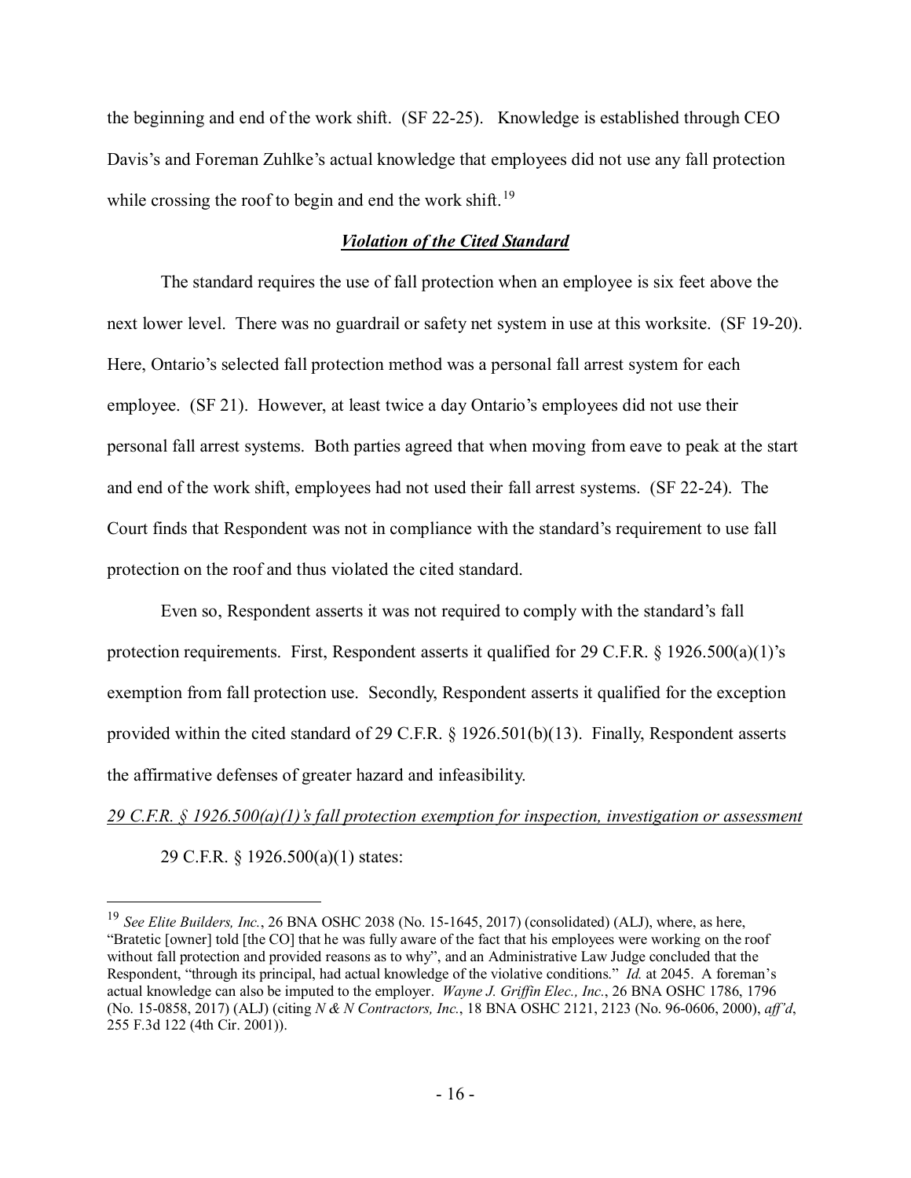the beginning and end of the work shift. (SF 22-25). Knowledge is established through CEO Davis's and Foreman Zuhlke's actual knowledge that employees did not use any fall protection while crossing the roof to begin and end the work shift.[19]

### ***Violation of the Cited Standard***

The standard requires the use of fall protection when an employee is six feet above the next lower level. There was no guardrail or safety net system in use at this worksite. (SF 19-20). Here, Ontario's selected fall protection method was a personal fall arrest system for each employee. (SF 21). However, at least twice a day Ontario's employees did not use their personal fall arrest systems. Both parties agreed that when moving from eave to peak at the start and end of the work shift, employees had not used their fall arrest systems. (SF 22-24). The Court finds that Respondent was not in compliance with the standard's requirement to use fall protection on the roof and thus violated the cited standard.

Even so, Respondent asserts it was not required to comply with the standard's fall protection requirements. First, Respondent asserts it qualified for 29 C.F.R. § 1926.500(a)(1)'s exemption from fall protection use. Secondly, Respondent asserts it qualified for the exception provided within the cited standard of 29 C.F.R. § 1926.501(b)(13). Finally, Respondent asserts the affirmative defenses of greater hazard and infeasibility.

*29 C.F.R. § 1926.500(a)(1)'s fall protection exemption for inspection, investigation or assessment*

29 C.F.R. § 1926.500(a)(1) states:

---

[19] *See Elite Builders, Inc.*, 26 BNA OSHC 2038 (No. 15-1645, 2017) (consolidated) (ALJ), where, as here, "Bratetic [owner] told [the CO] that he was fully aware of the fact that his employees were working on the roof without fall protection and provided reasons as to why", and an Administrative Law Judge concluded that the Respondent, "through its principal, had actual knowledge of the violative conditions." *Id.* at 2045. A foreman's actual knowledge can also be imputed to the employer. *Wayne J. Griffin Elec., Inc.*, 26 BNA OSHC 1786, 1796 (No. 15-0858, 2017) (ALJ) (citing *N & N Contractors, Inc.*, 18 BNA OSHC 2121, 2123 (No. 96-0606, 2000), *aff'd*, 255 F.3d 122 (4th Cir. 2001)).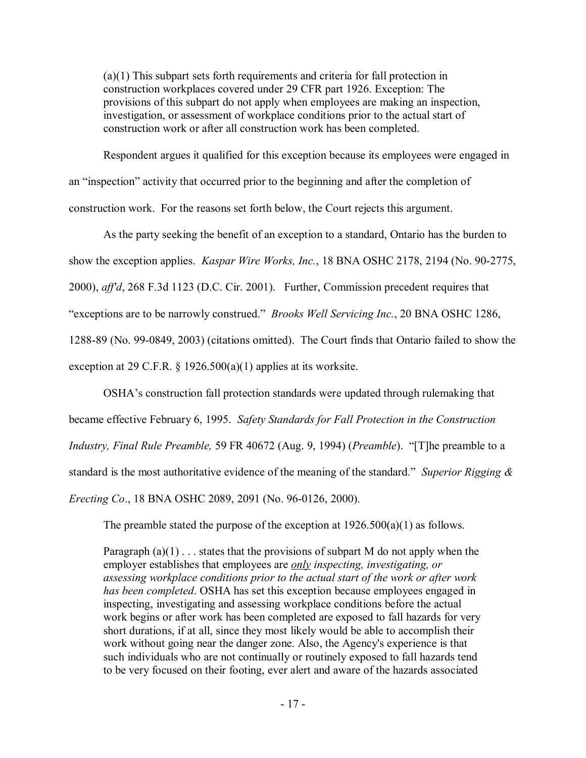> (a)(1) This subpart sets forth requirements and criteria for fall protection in construction workplaces covered under 29 CFR part 1926. Exception: The provisions of this subpart do not apply when employees are making an inspection, investigation, or assessment of workplace conditions prior to the actual start of construction work or after all construction work has been completed.

Respondent argues it qualified for this exception because its employees were engaged in an "inspection" activity that occurred prior to the beginning and after the completion of construction work. For the reasons set forth below, the Court rejects this argument.

As the party seeking the benefit of an exception to a standard, Ontario has the burden to show the exception applies. *Kaspar Wire Works, Inc.*, 18 BNA OSHC 2178, 2194 (No. 90-2775, 2000), *aff'd*, 268 F.3d 1123 (D.C. Cir. 2001). Further, Commission precedent requires that "exceptions are to be narrowly construed." *Brooks Well Servicing Inc.*, 20 BNA OSHC 1286, 1288-89 (No. 99-0849, 2003) (citations omitted). The Court finds that Ontario failed to show the exception at 29 C.F.R. § 1926.500(a)(1) applies at its worksite.

OSHA's construction fall protection standards were updated through rulemaking that became effective February 6, 1995. *Safety Standards for Fall Protection in the Construction Industry, Final Rule Preamble,* 59 FR 40672 (Aug. 9, 1994) (*Preamble*). "[T]he preamble to a standard is the most authoritative evidence of the meaning of the standard." *Superior Rigging & Erecting Co*., 18 BNA OSHC 2089, 2091 (No. 96-0126, 2000).

The preamble stated the purpose of the exception at 1926.500(a)(1) as follows.

> Paragraph (a)(1) . . . states that the provisions of subpart M do not apply when the employer establishes that employees are ***only*** *inspecting, investigating, or assessing workplace conditions prior to the actual start of the work or after work has been completed*. OSHA has set this exception because employees engaged in inspecting, investigating and assessing workplace conditions before the actual work begins or after work has been completed are exposed to fall hazards for very short durations, if at all, since they most likely would be able to accomplish their work without going near the danger zone. Also, the Agency's experience is that such individuals who are not continually or routinely exposed to fall hazards tend to be very focused on their footing, ever alert and aware of the hazards associated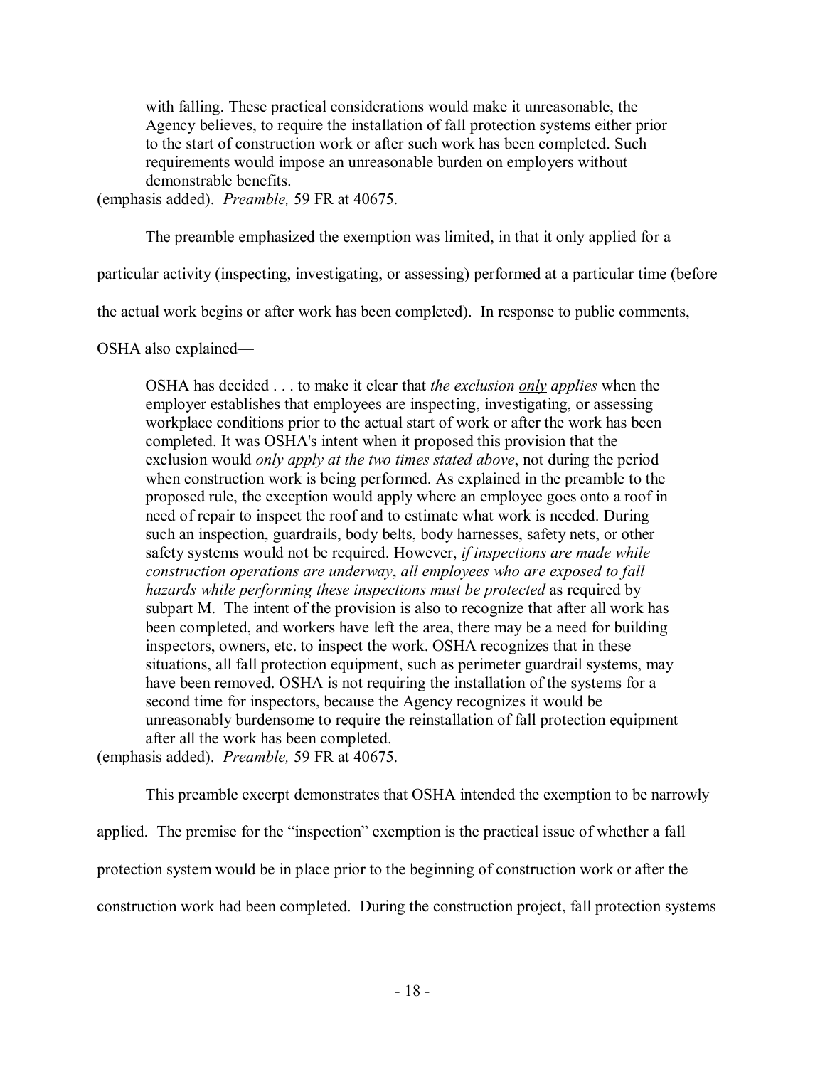> with falling. These practical considerations would make it unreasonable, the Agency believes, to require the installation of fall protection systems either prior to the start of construction work or after such work has been completed. Such requirements would impose an unreasonable burden on employers without demonstrable benefits.

(emphasis added). *Preamble,* 59 FR at 40675.

The preamble emphasized the exemption was limited, in that it only applied for a particular activity (inspecting, investigating, or assessing) performed at a particular time (before the actual work begins or after work has been completed). In response to public comments, OSHA also explained—

> OSHA has decided . . . to make it clear that *the exclusion only applies* when the employer establishes that employees are inspecting, investigating, or assessing workplace conditions prior to the actual start of work or after the work has been completed. It was OSHA's intent when it proposed this provision that the exclusion would *only apply at the two times stated above*, not during the period when construction work is being performed. As explained in the preamble to the proposed rule, the exception would apply where an employee goes onto a roof in need of repair to inspect the roof and to estimate what work is needed. During such an inspection, guardrails, body belts, body harnesses, safety nets, or other safety systems would not be required. However, *if inspections are made while construction operations are underway*, *all employees who are exposed to fall hazards while performing these inspections must be protected* as required by subpart M. The intent of the provision is also to recognize that after all work has been completed, and workers have left the area, there may be a need for building inspectors, owners, etc. to inspect the work. OSHA recognizes that in these situations, all fall protection equipment, such as perimeter guardrail systems, may have been removed. OSHA is not requiring the installation of the systems for a second time for inspectors, because the Agency recognizes it would be unreasonably burdensome to require the reinstallation of fall protection equipment after all the work has been completed.

(emphasis added). *Preamble,* 59 FR at 40675.

This preamble excerpt demonstrates that OSHA intended the exemption to be narrowly applied. The premise for the "inspection" exemption is the practical issue of whether a fall protection system would be in place prior to the beginning of construction work or after the construction work had been completed. During the construction project, fall protection systems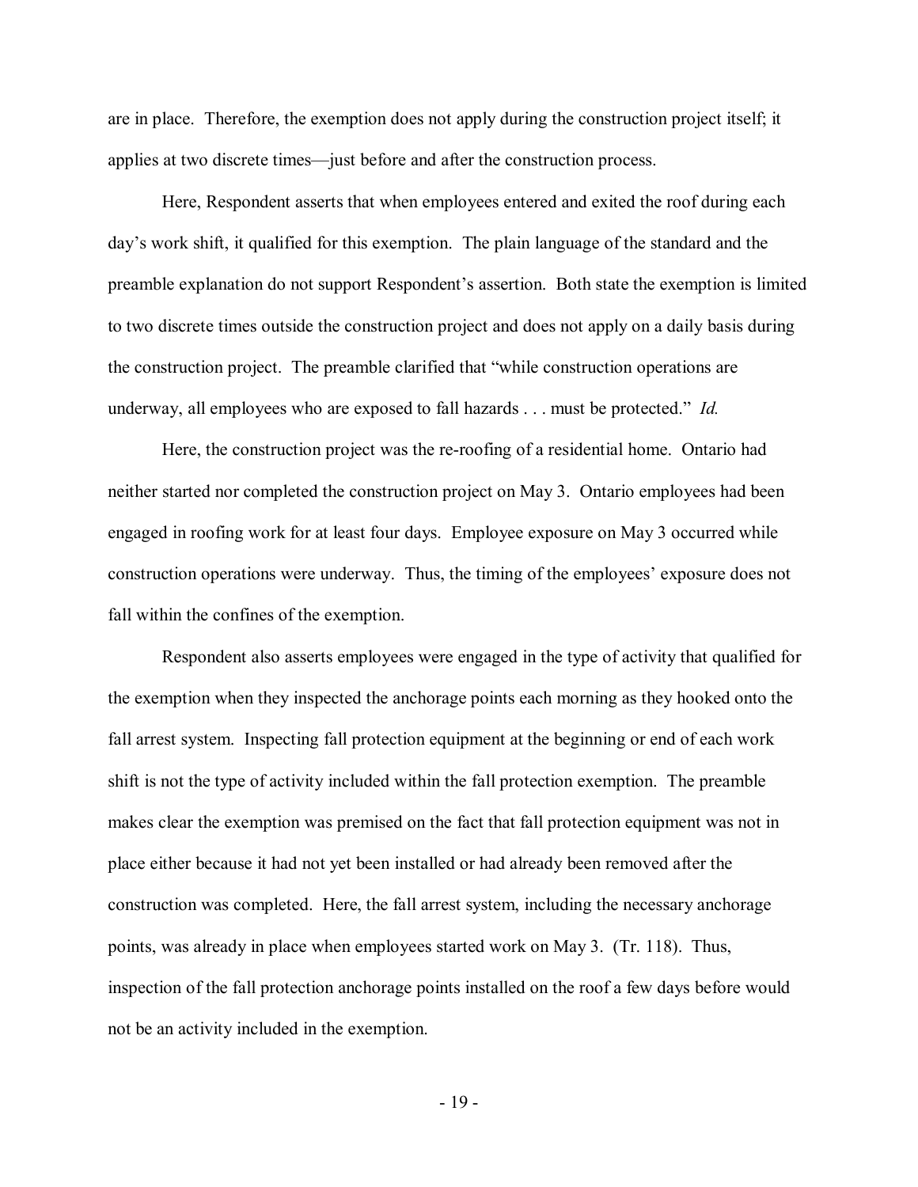are in place. Therefore, the exemption does not apply during the construction project itself; it applies at two discrete times—just before and after the construction process.

Here, Respondent asserts that when employees entered and exited the roof during each day's work shift, it qualified for this exemption. The plain language of the standard and the preamble explanation do not support Respondent's assertion. Both state the exemption is limited to two discrete times outside the construction project and does not apply on a daily basis during the construction project. The preamble clarified that "while construction operations are underway, all employees who are exposed to fall hazards . . . must be protected." *Id.*

Here, the construction project was the re-roofing of a residential home. Ontario had neither started nor completed the construction project on May 3. Ontario employees had been engaged in roofing work for at least four days. Employee exposure on May 3 occurred while construction operations were underway. Thus, the timing of the employees' exposure does not fall within the confines of the exemption.

Respondent also asserts employees were engaged in the type of activity that qualified for the exemption when they inspected the anchorage points each morning as they hooked onto the fall arrest system. Inspecting fall protection equipment at the beginning or end of each work shift is not the type of activity included within the fall protection exemption. The preamble makes clear the exemption was premised on the fact that fall protection equipment was not in place either because it had not yet been installed or had already been removed after the construction was completed. Here, the fall arrest system, including the necessary anchorage points, was already in place when employees started work on May 3. (Tr. 118). Thus, inspection of the fall protection anchorage points installed on the roof a few days before would not be an activity included in the exemption.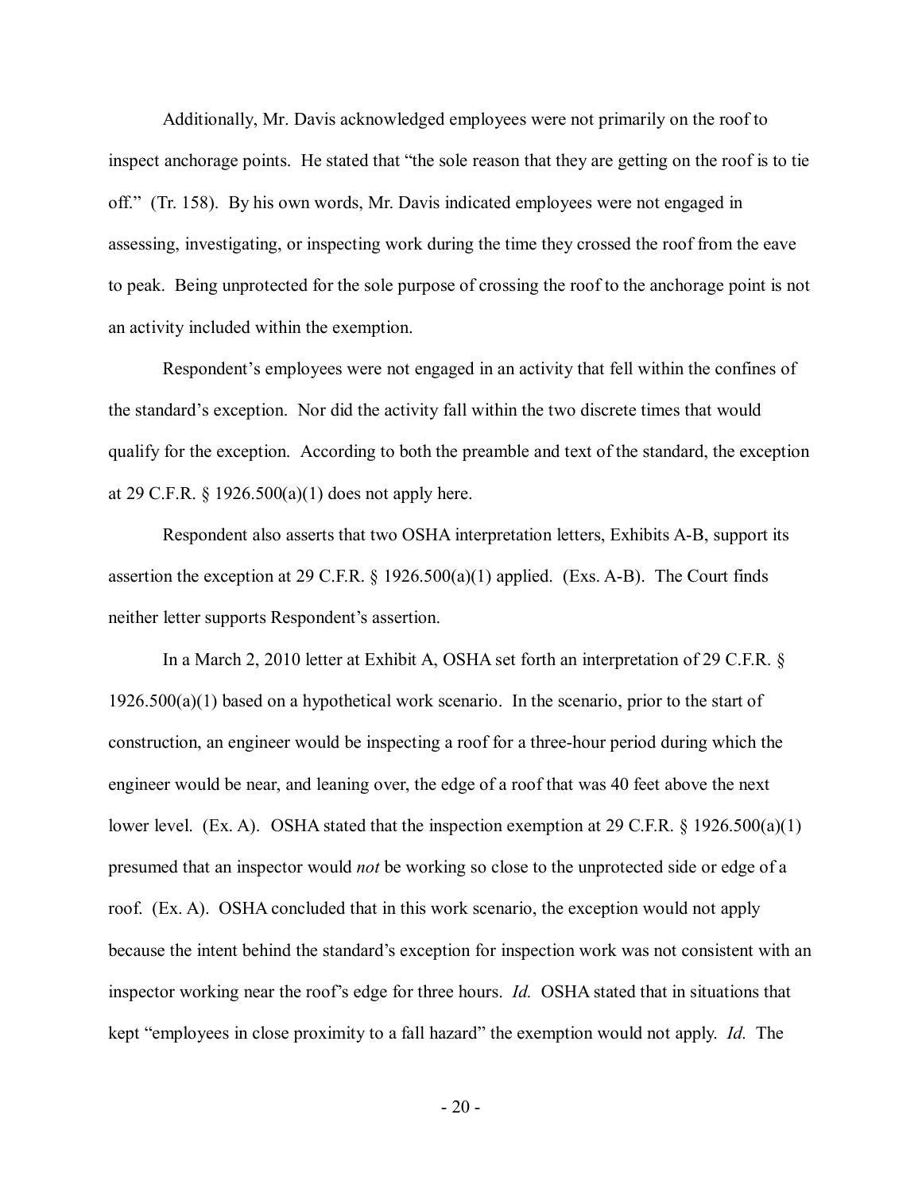Additionally, Mr. Davis acknowledged employees were not primarily on the roof to inspect anchorage points. He stated that "the sole reason that they are getting on the roof is to tie off." (Tr. 158). By his own words, Mr. Davis indicated employees were not engaged in assessing, investigating, or inspecting work during the time they crossed the roof from the eave to peak. Being unprotected for the sole purpose of crossing the roof to the anchorage point is not an activity included within the exemption.

Respondent's employees were not engaged in an activity that fell within the confines of the standard's exception. Nor did the activity fall within the two discrete times that would qualify for the exception. According to both the preamble and text of the standard, the exception at 29 C.F.R. § 1926.500(a)(1) does not apply here.

Respondent also asserts that two OSHA interpretation letters, Exhibits A-B, support its assertion the exception at 29 C.F.R. § 1926.500(a)(1) applied. (Exs. A-B). The Court finds neither letter supports Respondent's assertion.

In a March 2, 2010 letter at Exhibit A, OSHA set forth an interpretation of 29 C.F.R. § 1926.500(a)(1) based on a hypothetical work scenario. In the scenario, prior to the start of construction, an engineer would be inspecting a roof for a three-hour period during which the engineer would be near, and leaning over, the edge of a roof that was 40 feet above the next lower level. (Ex. A). OSHA stated that the inspection exemption at 29 C.F.R. § 1926.500(a)(1) presumed that an inspector would *not* be working so close to the unprotected side or edge of a roof. (Ex. A). OSHA concluded that in this work scenario, the exception would not apply because the intent behind the standard's exception for inspection work was not consistent with an inspector working near the roof's edge for three hours. *Id.* OSHA stated that in situations that kept "employees in close proximity to a fall hazard" the exemption would not apply. *Id.* The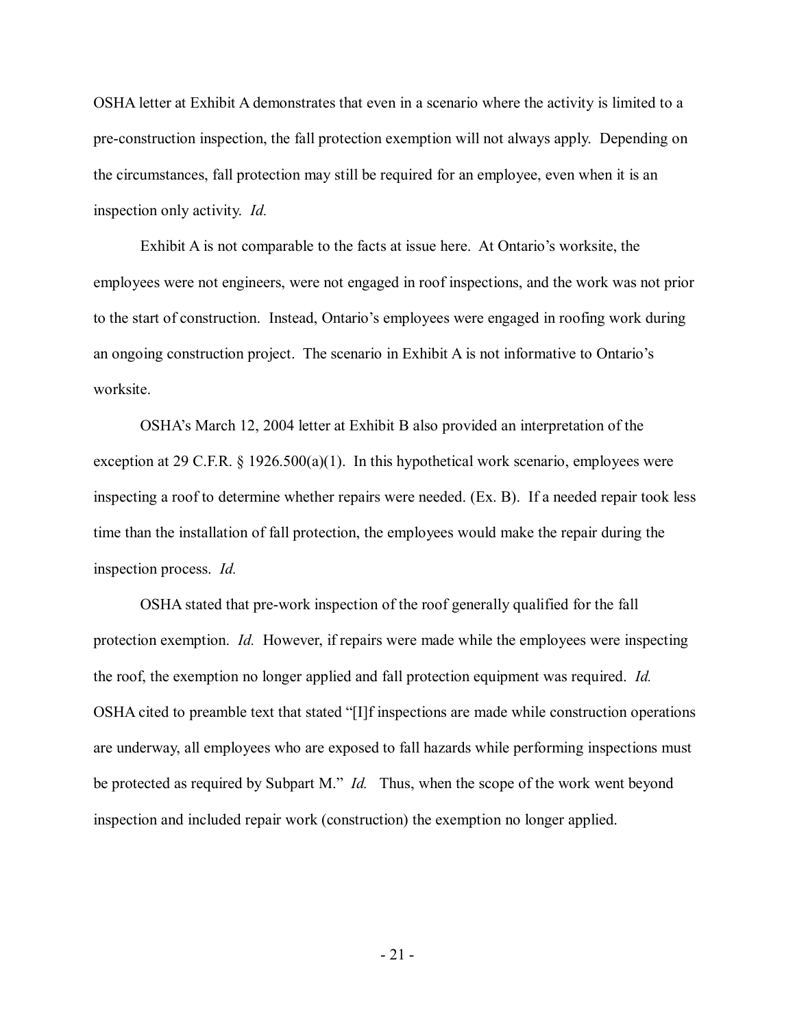OSHA letter at Exhibit A demonstrates that even in a scenario where the activity is limited to a pre-construction inspection, the fall protection exemption will not always apply. Depending on the circumstances, fall protection may still be required for an employee, even when it is an inspection only activity. *Id.*

Exhibit A is not comparable to the facts at issue here. At Ontario's worksite, the employees were not engineers, were not engaged in roof inspections, and the work was not prior to the start of construction. Instead, Ontario's employees were engaged in roofing work during an ongoing construction project. The scenario in Exhibit A is not informative to Ontario's worksite.

OSHA's March 12, 2004 letter at Exhibit B also provided an interpretation of the exception at 29 C.F.R. § 1926.500(a)(1). In this hypothetical work scenario, employees were inspecting a roof to determine whether repairs were needed. (Ex. B). If a needed repair took less time than the installation of fall protection, the employees would make the repair during the inspection process. *Id.*

OSHA stated that pre-work inspection of the roof generally qualified for the fall protection exemption. *Id.* However, if repairs were made while the employees were inspecting the roof, the exemption no longer applied and fall protection equipment was required. *Id.* OSHA cited to preamble text that stated "[I]f inspections are made while construction operations are underway, all employees who are exposed to fall hazards while performing inspections must be protected as required by Subpart M." *Id.* Thus, when the scope of the work went beyond inspection and included repair work (construction) the exemption no longer applied.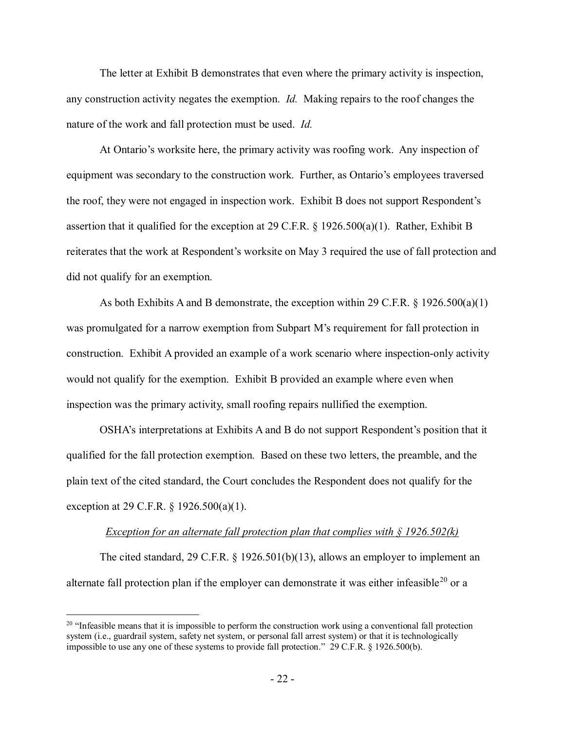The letter at Exhibit B demonstrates that even where the primary activity is inspection, any construction activity negates the exemption. *Id.* Making repairs to the roof changes the nature of the work and fall protection must be used. *Id.*

At Ontario's worksite here, the primary activity was roofing work. Any inspection of equipment was secondary to the construction work. Further, as Ontario's employees traversed the roof, they were not engaged in inspection work. Exhibit B does not support Respondent's assertion that it qualified for the exception at 29 C.F.R. § 1926.500(a)(1). Rather, Exhibit B reiterates that the work at Respondent's worksite on May 3 required the use of fall protection and did not qualify for an exemption.

As both Exhibits A and B demonstrate, the exception within 29 C.F.R. § 1926.500(a)(1) was promulgated for a narrow exemption from Subpart M's requirement for fall protection in construction. Exhibit A provided an example of a work scenario where inspection-only activity would not qualify for the exemption. Exhibit B provided an example where even when inspection was the primary activity, small roofing repairs nullified the exemption.

OSHA's interpretations at Exhibits A and B do not support Respondent's position that it qualified for the fall protection exemption. Based on these two letters, the preamble, and the plain text of the cited standard, the Court concludes the Respondent does not qualify for the exception at 29 C.F.R. § 1926.500(a)(1).

*Exception for an alternate fall protection plan that complies with § 1926.502(k)*

The cited standard, 29 C.F.R. § 1926.501(b)(13), allows an employer to implement an alternate fall protection plan if the employer can demonstrate it was either infeasible[20] or a

[20] "Infeasible means that it is impossible to perform the construction work using a conventional fall protection system (i.e., guardrail system, safety net system, or personal fall arrest system) or that it is technologically impossible to use any one of these systems to provide fall protection." 29 C.F.R. § 1926.500(b).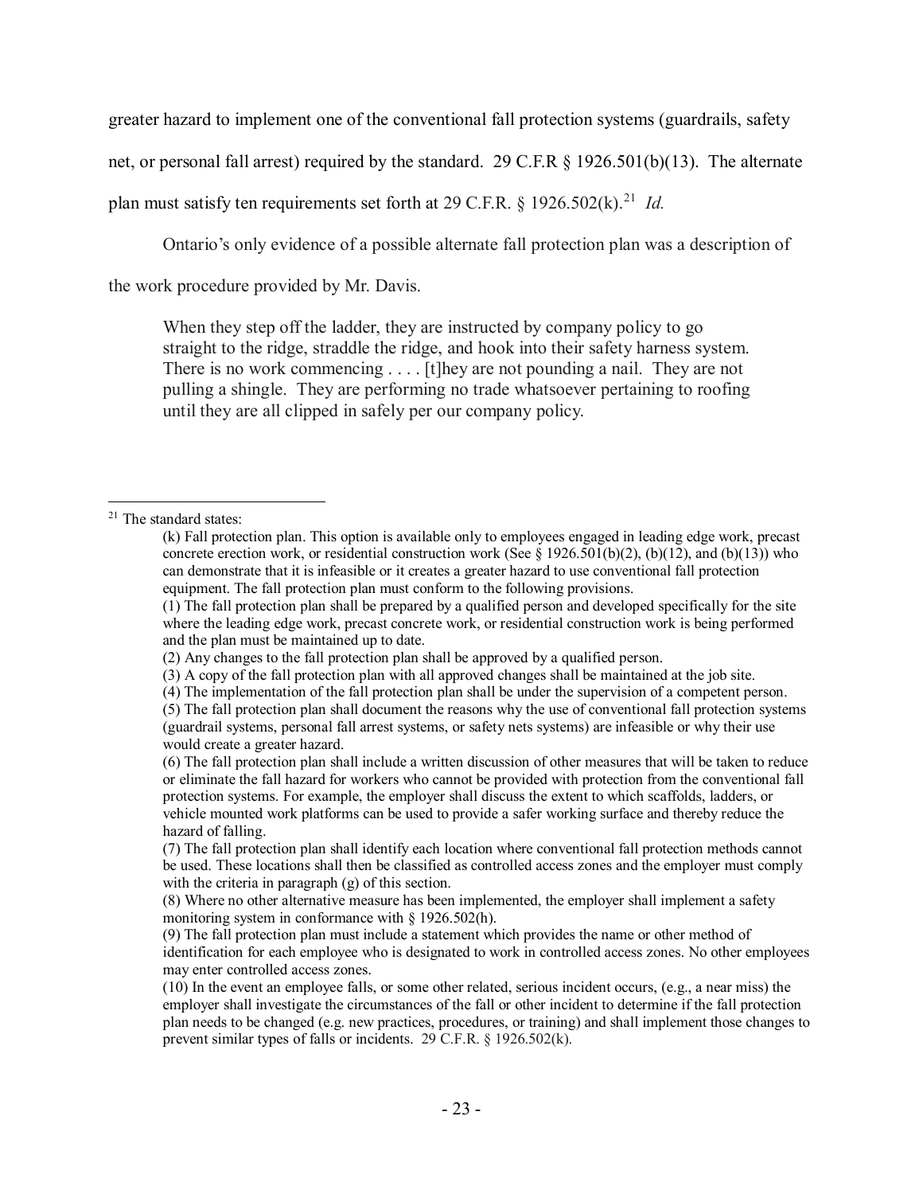greater hazard to implement one of the conventional fall protection systems (guardrails, safety net, or personal fall arrest) required by the standard. 29 C.F.R § 1926.501(b)(13). The alternate plan must satisfy ten requirements set forth at 29 C.F.R. § 1926.502(k).[21] *Id.*

Ontario's only evidence of a possible alternate fall protection plan was a description of the work procedure provided by Mr. Davis.

> When they step off the ladder, they are instructed by company policy to go straight to the ridge, straddle the ridge, and hook into their safety harness system. There is no work commencing . . . . [t]hey are not pounding a nail. They are not pulling a shingle. They are performing no trade whatsoever pertaining to roofing until they are all clipped in safely per our company policy.

---

[21] The standard states:

> (k) Fall protection plan. This option is available only to employees engaged in leading edge work, precast concrete erection work, or residential construction work (See § 1926.501(b)(2), (b)(12), and (b)(13)) who can demonstrate that it is infeasible or it creates a greater hazard to use conventional fall protection equipment. The fall protection plan must conform to the following provisions.
>
> (1) The fall protection plan shall be prepared by a qualified person and developed specifically for the site where the leading edge work, precast concrete work, or residential construction work is being performed and the plan must be maintained up to date.
>
> (2) Any changes to the fall protection plan shall be approved by a qualified person.
>
> (3) A copy of the fall protection plan with all approved changes shall be maintained at the job site.
>
> (4) The implementation of the fall protection plan shall be under the supervision of a competent person.
>
> (5) The fall protection plan shall document the reasons why the use of conventional fall protection systems (guardrail systems, personal fall arrest systems, or safety nets systems) are infeasible or why their use would create a greater hazard.
>
> (6) The fall protection plan shall include a written discussion of other measures that will be taken to reduce or eliminate the fall hazard for workers who cannot be provided with protection from the conventional fall protection systems. For example, the employer shall discuss the extent to which scaffolds, ladders, or vehicle mounted work platforms can be used to provide a safer working surface and thereby reduce the hazard of falling.
>
> (7) The fall protection plan shall identify each location where conventional fall protection methods cannot be used. These locations shall then be classified as controlled access zones and the employer must comply with the criteria in paragraph (g) of this section.
>
> (8) Where no other alternative measure has been implemented, the employer shall implement a safety monitoring system in conformance with § 1926.502(h).
>
> (9) The fall protection plan must include a statement which provides the name or other method of identification for each employee who is designated to work in controlled access zones. No other employees may enter controlled access zones.
>
> (10) In the event an employee falls, or some other related, serious incident occurs, (e.g., a near miss) the employer shall investigate the circumstances of the fall or other incident to determine if the fall protection plan needs to be changed (e.g. new practices, procedures, or training) and shall implement those changes to prevent similar types of falls or incidents. 29 C.F.R. § 1926.502(k).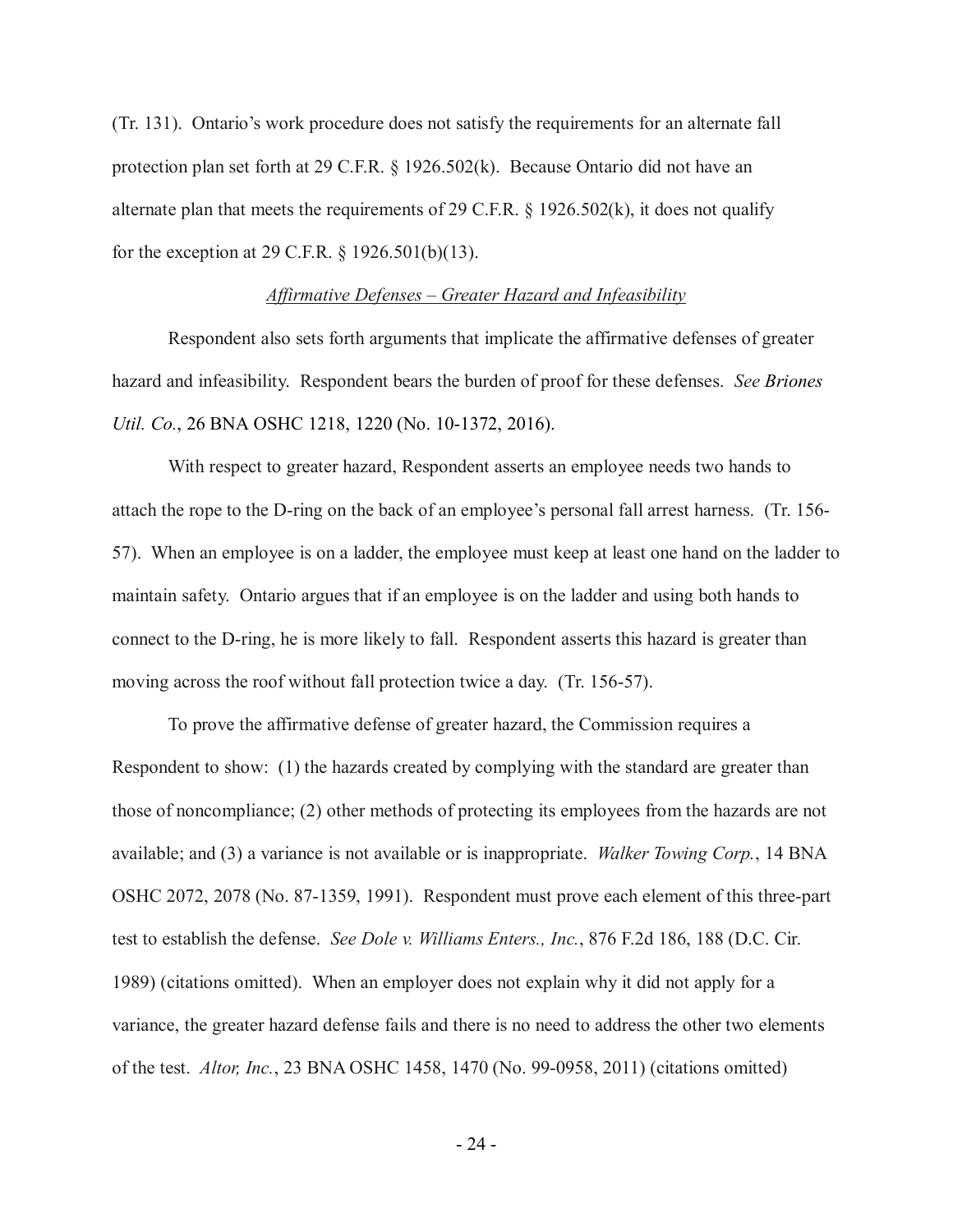(Tr. 131). Ontario's work procedure does not satisfy the requirements for an alternate fall protection plan set forth at 29 C.F.R. § 1926.502(k). Because Ontario did not have an alternate plan that meets the requirements of 29 C.F.R. § 1926.502(k), it does not qualify for the exception at 29 C.F.R. § 1926.501(b)(13).

*Affirmative Defenses – Greater Hazard and Infeasibility*

Respondent also sets forth arguments that implicate the affirmative defenses of greater hazard and infeasibility. Respondent bears the burden of proof for these defenses. *See Briones Util. Co.*, 26 BNA OSHC 1218, 1220 (No. 10-1372, 2016).

With respect to greater hazard, Respondent asserts an employee needs two hands to attach the rope to the D-ring on the back of an employee's personal fall arrest harness. (Tr. 156-57). When an employee is on a ladder, the employee must keep at least one hand on the ladder to maintain safety. Ontario argues that if an employee is on the ladder and using both hands to connect to the D-ring, he is more likely to fall. Respondent asserts this hazard is greater than moving across the roof without fall protection twice a day. (Tr. 156-57).

To prove the affirmative defense of greater hazard, the Commission requires a Respondent to show: (1) the hazards created by complying with the standard are greater than those of noncompliance; (2) other methods of protecting its employees from the hazards are not available; and (3) a variance is not available or is inappropriate. *Walker Towing Corp.*, 14 BNA OSHC 2072, 2078 (No. 87-1359, 1991). Respondent must prove each element of this three-part test to establish the defense. *See Dole v. Williams Enters., Inc.*, 876 F.2d 186, 188 (D.C. Cir. 1989) (citations omitted). When an employer does not explain why it did not apply for a variance, the greater hazard defense fails and there is no need to address the other two elements of the test. *Altor, Inc.*, 23 BNA OSHC 1458, 1470 (No. 99-0958, 2011) (citations omitted)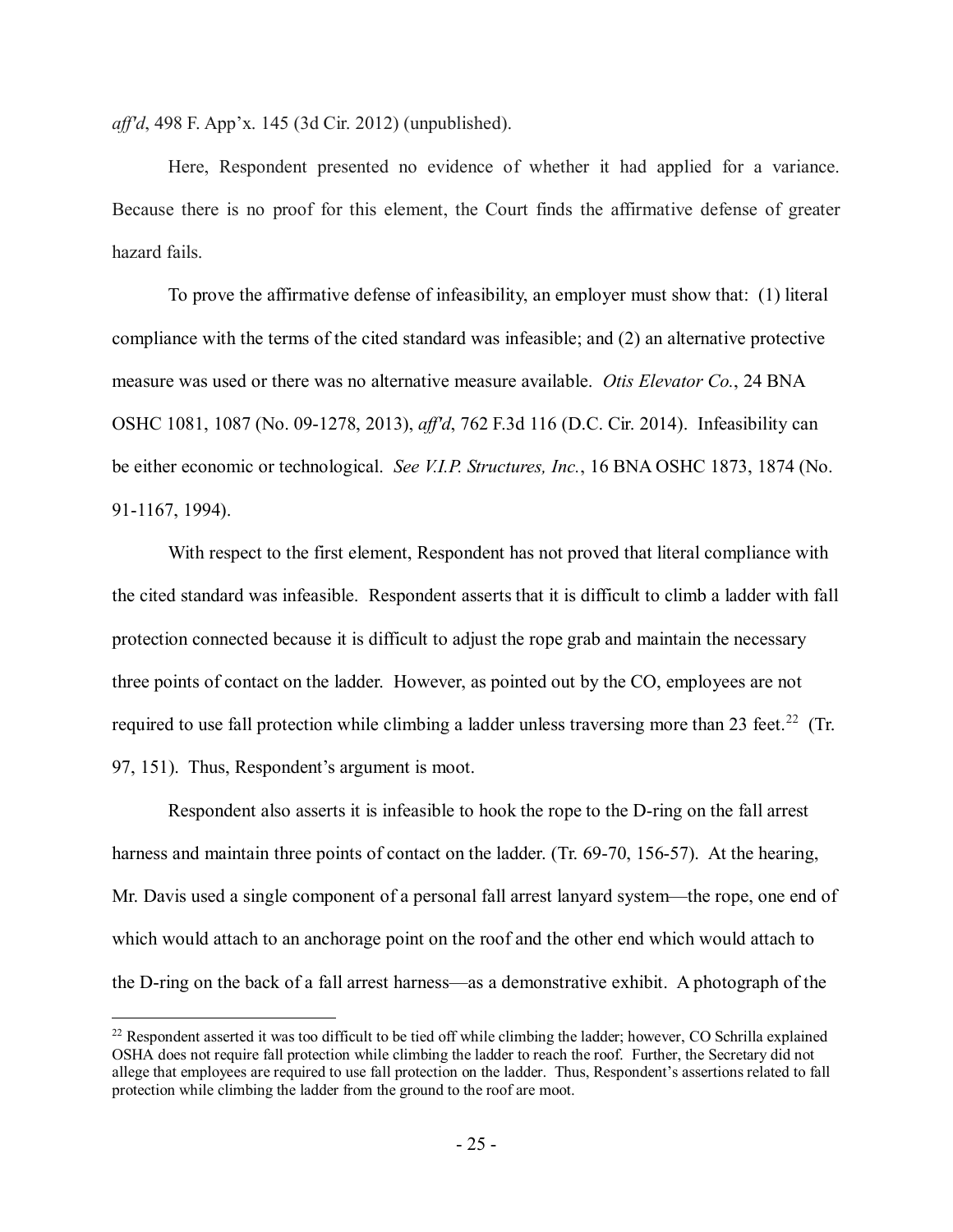*aff'd*, 498 F. App'x. 145 (3d Cir. 2012) (unpublished).

Here, Respondent presented no evidence of whether it had applied for a variance. Because there is no proof for this element, the Court finds the affirmative defense of greater hazard fails.

To prove the affirmative defense of infeasibility, an employer must show that: (1) literal compliance with the terms of the cited standard was infeasible; and (2) an alternative protective measure was used or there was no alternative measure available. *Otis Elevator Co.*, 24 BNA OSHC 1081, 1087 (No. 09-1278, 2013), *aff'd*, 762 F.3d 116 (D.C. Cir. 2014). Infeasibility can be either economic or technological. *See V.I.P. Structures, Inc.*, 16 BNA OSHC 1873, 1874 (No. 91-1167, 1994).

With respect to the first element, Respondent has not proved that literal compliance with the cited standard was infeasible. Respondent asserts that it is difficult to climb a ladder with fall protection connected because it is difficult to adjust the rope grab and maintain the necessary three points of contact on the ladder. However, as pointed out by the CO, employees are not required to use fall protection while climbing a ladder unless traversing more than 23 feet.[22] (Tr. 97, 151). Thus, Respondent's argument is moot.

Respondent also asserts it is infeasible to hook the rope to the D-ring on the fall arrest harness and maintain three points of contact on the ladder. (Tr. 69-70, 156-57). At the hearing, Mr. Davis used a single component of a personal fall arrest lanyard system—the rope, one end of which would attach to an anchorage point on the roof and the other end which would attach to the D-ring on the back of a fall arrest harness—as a demonstrative exhibit. A photograph of the

---

[22] Respondent asserted it was too difficult to be tied off while climbing the ladder; however, CO Schrilla explained OSHA does not require fall protection while climbing the ladder to reach the roof. Further, the Secretary did not allege that employees are required to use fall protection on the ladder. Thus, Respondent's assertions related to fall protection while climbing the ladder from the ground to the roof are moot.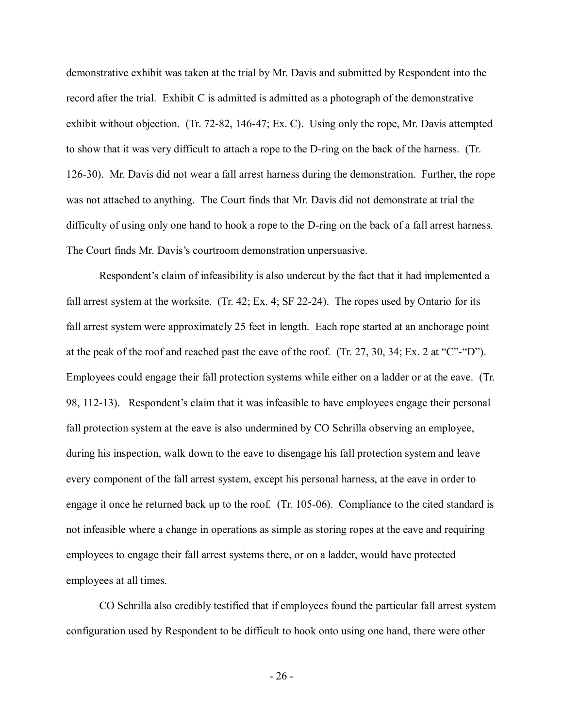demonstrative exhibit was taken at the trial by Mr. Davis and submitted by Respondent into the record after the trial. Exhibit C is admitted is admitted as a photograph of the demonstrative exhibit without objection. (Tr. 72-82, 146-47; Ex. C). Using only the rope, Mr. Davis attempted to show that it was very difficult to attach a rope to the D-ring on the back of the harness. (Tr. 126-30). Mr. Davis did not wear a fall arrest harness during the demonstration. Further, the rope was not attached to anything. The Court finds that Mr. Davis did not demonstrate at trial the difficulty of using only one hand to hook a rope to the D-ring on the back of a fall arrest harness. The Court finds Mr. Davis's courtroom demonstration unpersuasive.

Respondent's claim of infeasibility is also undercut by the fact that it had implemented a fall arrest system at the worksite. (Tr. 42; Ex. 4; SF 22-24). The ropes used by Ontario for its fall arrest system were approximately 25 feet in length. Each rope started at an anchorage point at the peak of the roof and reached past the eave of the roof. (Tr. 27, 30, 34; Ex. 2 at "C"-"D"). Employees could engage their fall protection systems while either on a ladder or at the eave. (Tr. 98, 112-13). Respondent's claim that it was infeasible to have employees engage their personal fall protection system at the eave is also undermined by CO Schrilla observing an employee, during his inspection, walk down to the eave to disengage his fall protection system and leave every component of the fall arrest system, except his personal harness, at the eave in order to engage it once he returned back up to the roof. (Tr. 105-06). Compliance to the cited standard is not infeasible where a change in operations as simple as storing ropes at the eave and requiring employees to engage their fall arrest systems there, or on a ladder, would have protected employees at all times.

CO Schrilla also credibly testified that if employees found the particular fall arrest system configuration used by Respondent to be difficult to hook onto using one hand, there were other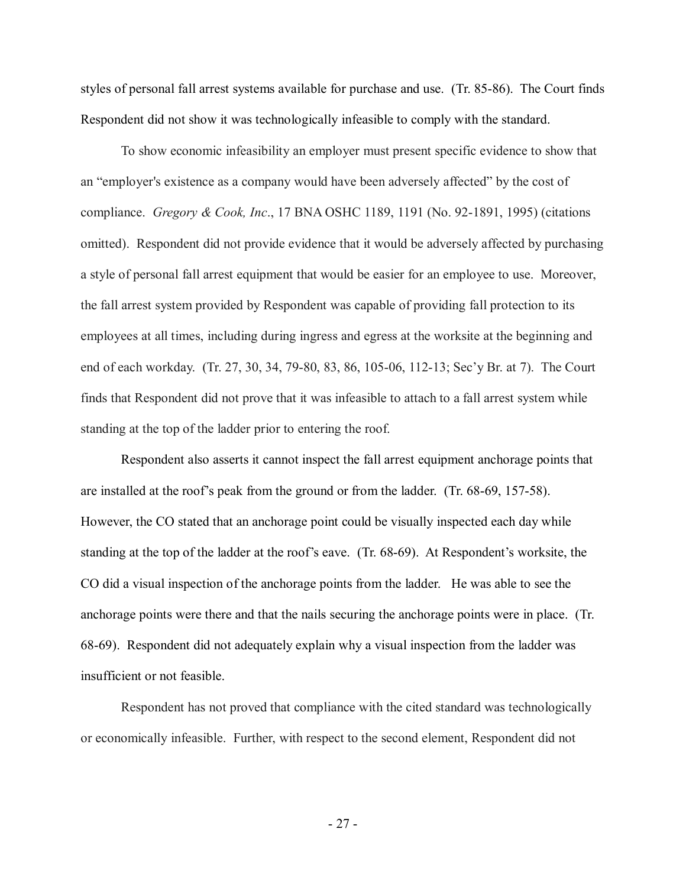styles of personal fall arrest systems available for purchase and use. (Tr. 85-86). The Court finds Respondent did not show it was technologically infeasible to comply with the standard.

To show economic infeasibility an employer must present specific evidence to show that an "employer's existence as a company would have been adversely affected" by the cost of compliance. *Gregory & Cook, Inc*., 17 BNA OSHC 1189, 1191 (No. 92-1891, 1995) (citations omitted). Respondent did not provide evidence that it would be adversely affected by purchasing a style of personal fall arrest equipment that would be easier for an employee to use. Moreover, the fall arrest system provided by Respondent was capable of providing fall protection to its employees at all times, including during ingress and egress at the worksite at the beginning and end of each workday. (Tr. 27, 30, 34, 79-80, 83, 86, 105-06, 112-13; Sec'y Br. at 7). The Court finds that Respondent did not prove that it was infeasible to attach to a fall arrest system while standing at the top of the ladder prior to entering the roof.

Respondent also asserts it cannot inspect the fall arrest equipment anchorage points that are installed at the roof's peak from the ground or from the ladder. (Tr. 68-69, 157-58). However, the CO stated that an anchorage point could be visually inspected each day while standing at the top of the ladder at the roof's eave. (Tr. 68-69). At Respondent's worksite, the CO did a visual inspection of the anchorage points from the ladder. He was able to see the anchorage points were there and that the nails securing the anchorage points were in place. (Tr. 68-69). Respondent did not adequately explain why a visual inspection from the ladder was insufficient or not feasible.

Respondent has not proved that compliance with the cited standard was technologically or economically infeasible. Further, with respect to the second element, Respondent did not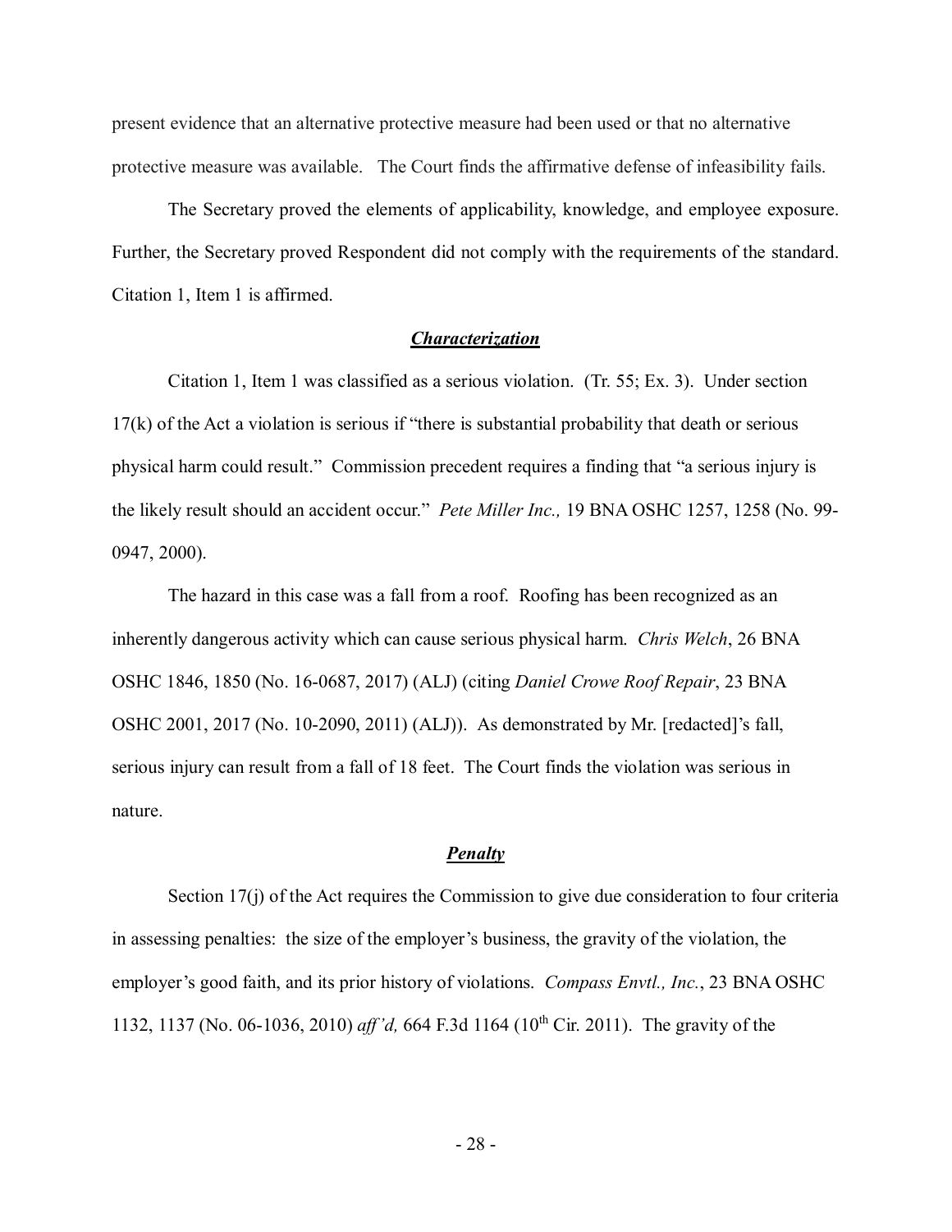present evidence that an alternative protective measure had been used or that no alternative protective measure was available. The Court finds the affirmative defense of infeasibility fails.

The Secretary proved the elements of applicability, knowledge, and employee exposure. Further, the Secretary proved Respondent did not comply with the requirements of the standard. Citation 1, Item 1 is affirmed.

***Characterization***

Citation 1, Item 1 was classified as a serious violation. (Tr. 55; Ex. 3). Under section 17(k) of the Act a violation is serious if "there is substantial probability that death or serious physical harm could result." Commission precedent requires a finding that "a serious injury is the likely result should an accident occur." *Pete Miller Inc.,* 19 BNA OSHC 1257, 1258 (No. 99-0947, 2000).

The hazard in this case was a fall from a roof. Roofing has been recognized as an inherently dangerous activity which can cause serious physical harm. *Chris Welch*, 26 BNA OSHC 1846, 1850 (No. 16-0687, 2017) (ALJ) (citing *Daniel Crowe Roof Repair*, 23 BNA OSHC 2001, 2017 (No. 10-2090, 2011) (ALJ)). As demonstrated by Mr. [redacted]'s fall, serious injury can result from a fall of 18 feet. The Court finds the violation was serious in nature.

***Penalty***

Section 17(j) of the Act requires the Commission to give due consideration to four criteria in assessing penalties: the size of the employer's business, the gravity of the violation, the employer's good faith, and its prior history of violations. *Compass Envtl., Inc.*, 23 BNA OSHC 1132, 1137 (No. 06-1036, 2010) *aff'd,* 664 F.3d 1164 (10th Cir. 2011). The gravity of the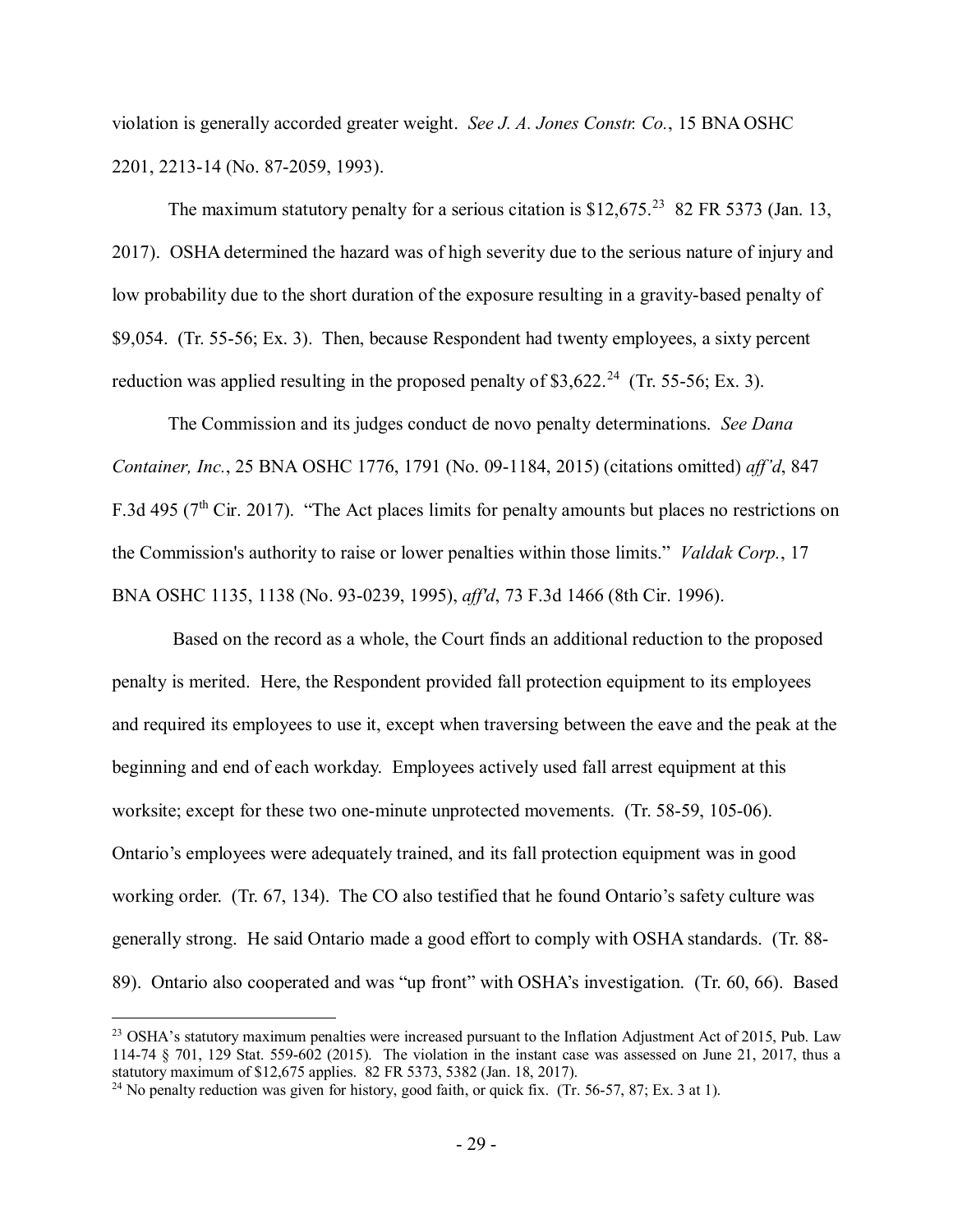violation is generally accorded greater weight. *See J. A. Jones Constr. Co.*, 15 BNA OSHC 2201, 2213-14 (No. 87-2059, 1993).

The maximum statutory penalty for a serious citation is $12,675.[23] 82 FR 5373 (Jan. 13, 2017). OSHA determined the hazard was of high severity due to the serious nature of injury and low probability due to the short duration of the exposure resulting in a gravity-based penalty of $9,054. (Tr. 55-56; Ex. 3). Then, because Respondent had twenty employees, a sixty percent reduction was applied resulting in the proposed penalty of $3,622.[24] (Tr. 55-56; Ex. 3).

The Commission and its judges conduct de novo penalty determinations. *See Dana Container, Inc.*, 25 BNA OSHC 1776, 1791 (No. 09-1184, 2015) (citations omitted) *aff'd*, 847 F.3d 495 (7th Cir. 2017). "The Act places limits for penalty amounts but places no restrictions on the Commission's authority to raise or lower penalties within those limits." *Valdak Corp.*, 17 BNA OSHC 1135, 1138 (No. 93-0239, 1995), *aff'd*, 73 F.3d 1466 (8th Cir. 1996).

Based on the record as a whole, the Court finds an additional reduction to the proposed penalty is merited. Here, the Respondent provided fall protection equipment to its employees and required its employees to use it, except when traversing between the eave and the peak at the beginning and end of each workday. Employees actively used fall arrest equipment at this worksite; except for these two one-minute unprotected movements. (Tr. 58-59, 105-06). Ontario's employees were adequately trained, and its fall protection equipment was in good working order. (Tr. 67, 134). The CO also testified that he found Ontario's safety culture was generally strong. He said Ontario made a good effort to comply with OSHA standards. (Tr. 88-89). Ontario also cooperated and was "up front" with OSHA's investigation. (Tr. 60, 66). Based

---

[23] OSHA's statutory maximum penalties were increased pursuant to the Inflation Adjustment Act of 2015, Pub. Law 114-74 § 701, 129 Stat. 559-602 (2015). The violation in the instant case was assessed on June 21, 2017, thus a statutory maximum of $12,675 applies. 82 FR 5373, 5382 (Jan. 18, 2017).

[24] No penalty reduction was given for history, good faith, or quick fix. (Tr. 56-57, 87; Ex. 3 at 1).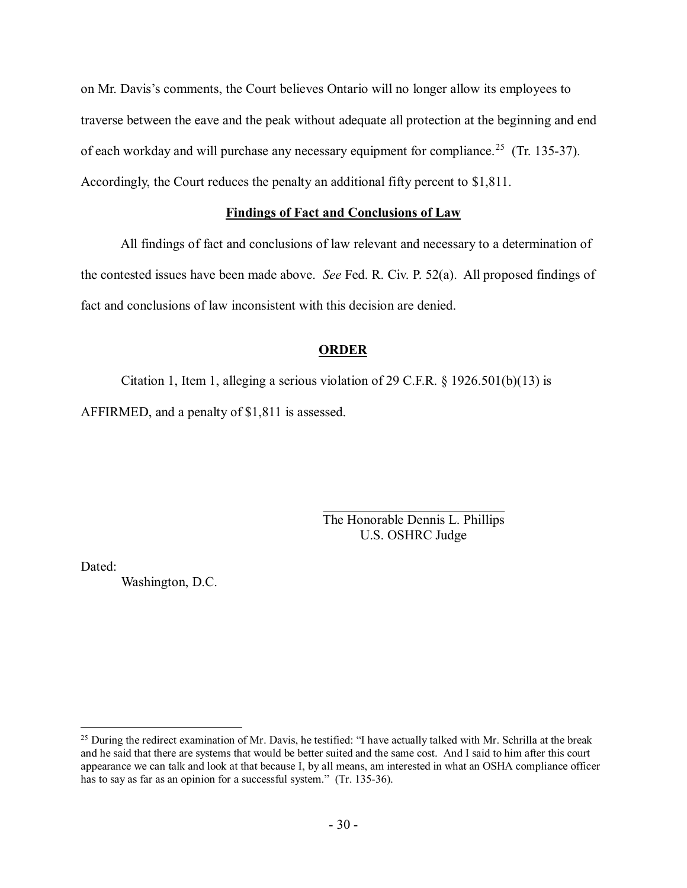on Mr. Davis's comments, the Court believes Ontario will no longer allow its employees to traverse between the eave and the peak without adequate all protection at the beginning and end of each workday and will purchase any necessary equipment for compliance.[25] (Tr. 135-37). Accordingly, the Court reduces the penalty an additional fifty percent to $1,811.

**Findings of Fact and Conclusions of Law**

All findings of fact and conclusions of law relevant and necessary to a determination of the contested issues have been made above. *See* Fed. R. Civ. P. 52(a). All proposed findings of fact and conclusions of law inconsistent with this decision are denied.

**ORDER**

Citation 1, Item 1, alleging a serious violation of 29 C.F.R. § 1926.501(b)(13) is AFFIRMED, and a penalty of $1,811 is assessed.

\_\_\_\_\_\_\_\_\_\_\_\_\_\_\_\_\_\_\_\_\_\_\_\_\_\_\_\_
The Honorable Dennis L. Phillips
U.S. OSHRC Judge

Dated:
Washington, D.C.

---

[25] During the redirect examination of Mr. Davis, he testified: "I have actually talked with Mr. Schrilla at the break and he said that there are systems that would be better suited and the same cost. And I said to him after this court appearance we can talk and look at that because I, by all means, am interested in what an OSHA compliance officer has to say as far as an opinion for a successful system." (Tr. 135-36).